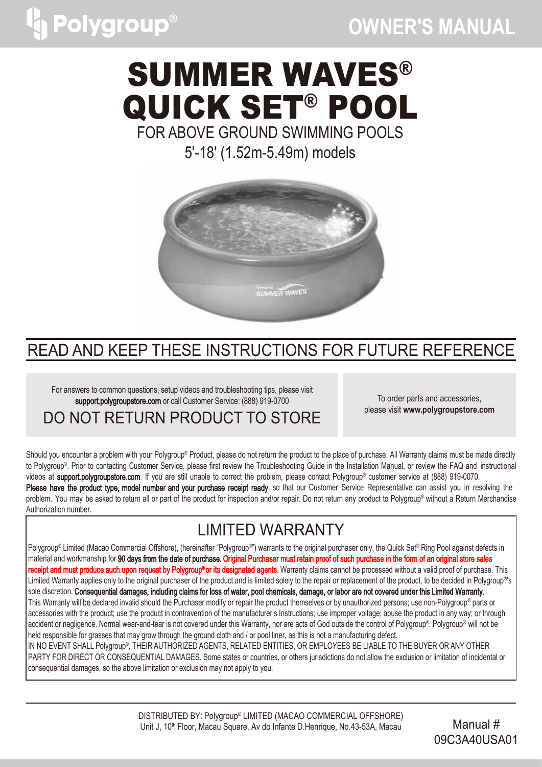Polygroup®

OWNER'S MANUAL

# SUMMER WAVES® QUICK SET® POOL

FOR ABOVE GROUND SWIMMING POOLS

5'-18' (1.52m-5.49m) models

## READ AND KEEP THESE INSTRUCTIONS FOR FUTURE REFERENCE

For answers to common questions, setup videos and troubleshooting tips, please visit **support.polygroupstore.com** or call Customer Service: (888) 919-0700

DO NOT RETURN PRODUCT TO STORE

To order parts and accessories, please visit **www.polygroupstore.com**

Should you encounter a problem with your Polygroup® Product, please do not return the product to the place of purchase. All Warranty claims must be made directly to Polygroup®. Prior to contacting Customer Service, please first review the Troubleshooting Guide in the Installation Manual, or review the FAQ and instructional videos at **support.polygroupstore.com**. If you are still unable to correct the problem, please contact Polygroup® customer service at (888) 919-0070.
**Please have the product type, model number and your purchase receipt ready**, so that our Customer Service Representative can assist you in resolving the problem. You may be asked to return all or part of the product for inspection and/or repair. Do not return any product to Polygroup® without a Return Merchandise Authorization number.

## LIMITED WARRANTY

Polygroup® Limited (Macao Commercial Offshore), (hereinafter "Polygroup®") warrants to the original purchaser only, the Quick Set® Ring Pool against defects in material and workmanship for **90 days from the date of purchase. Original Purchaser must retain proof of such purchase in the form of an original store sales receipt and must produce such upon request by Polygroup® or its designated agents.** Warranty claims cannot be processed without a valid proof of purchase. This Limited Warranty applies only to the original purchaser of the product and is limited solely to the repair or replacement of the product, to be decided in Polygroup®'s sole discretion. **Consequential damages, including claims for loss of water, pool chemicals, damage, or labor are not covered under this Limited Warranty.**
This Warranty will be declared invalid should the Purchaser modify or repair the product themselves or by unauthorized persons; use non-Polygroup® parts or accessories with the product; use the product in contravention of the manufacturer's Instructions; use improper voltage; abuse the product in any way; or through accident or negligence. Normal wear-and-tear is not covered under this Warranty, nor are acts of God outside the control of Polygroup®. Polygroup® will not be held responsible for grasses that may grow through the ground cloth and / or pool liner, as this is not a manufacturing defect.
IN NO EVENT SHALL Polygroup®, THEIR AUTHORIZED AGENTS, RELATED ENTITIES, OR EMPLOYEES BE LIABLE TO THE BUYER OR ANY OTHER PARTY FOR DIRECT OR CONSEQUENTIAL DAMAGES. Some states or countries, or others jurisdictions do not allow the exclusion or limitation of incidental or consequential damages, so the above limitation or exclusion may not apply to you.

DISTRIBUTED BY: Polygroup® LIMITED (MACAO COMMERCIAL OFFSHORE)
Unit J, 10th Floor, Macau Square, Av do Infante D.Henrique, No.43-53A, Macau

Manual # 09C3A40USA01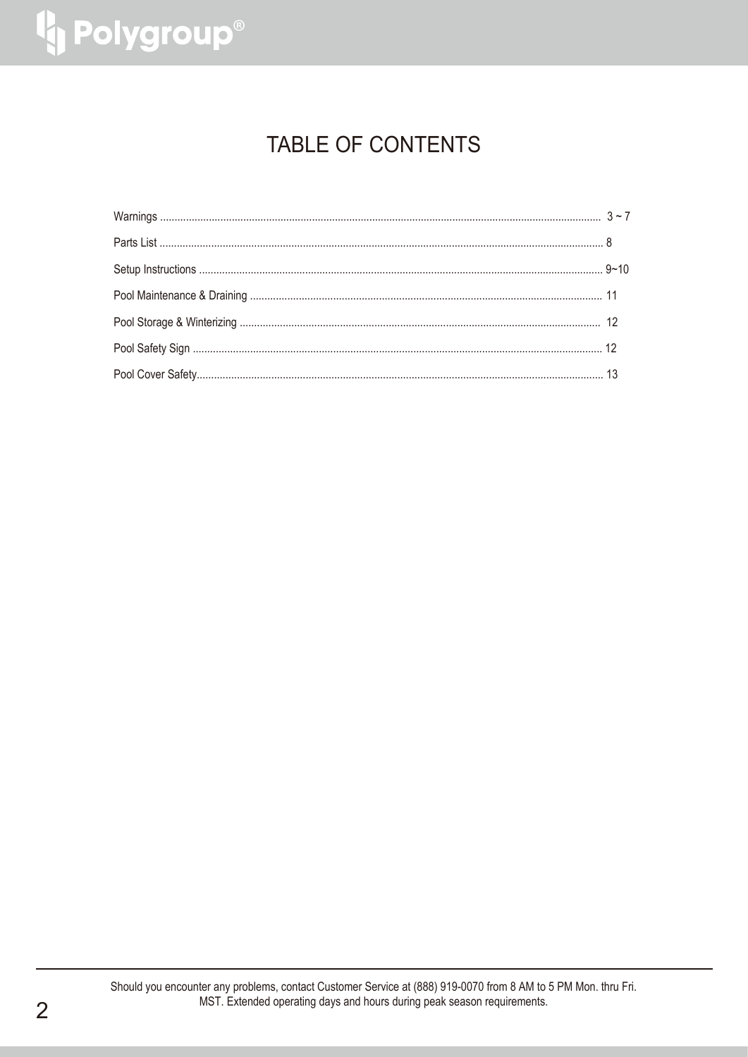# TABLE OF CONTENTS

| | |
|---|---|
| Warnings | 3 ~ 7 |
| Parts List | 8 |
| Setup Instructions | 9~10 |
| Pool Maintenance & Draining | 11 |
| Pool Storage & Winterizing | 12 |
| Pool Safety Sign | 12 |
| Pool Cover Safety | 13 |

Should you encounter any problems, contact Customer Service at (888) 919-0070 from 8 AM to 5 PM Mon. thru Fri. MST. Extended operating days and hours during peak season requirements.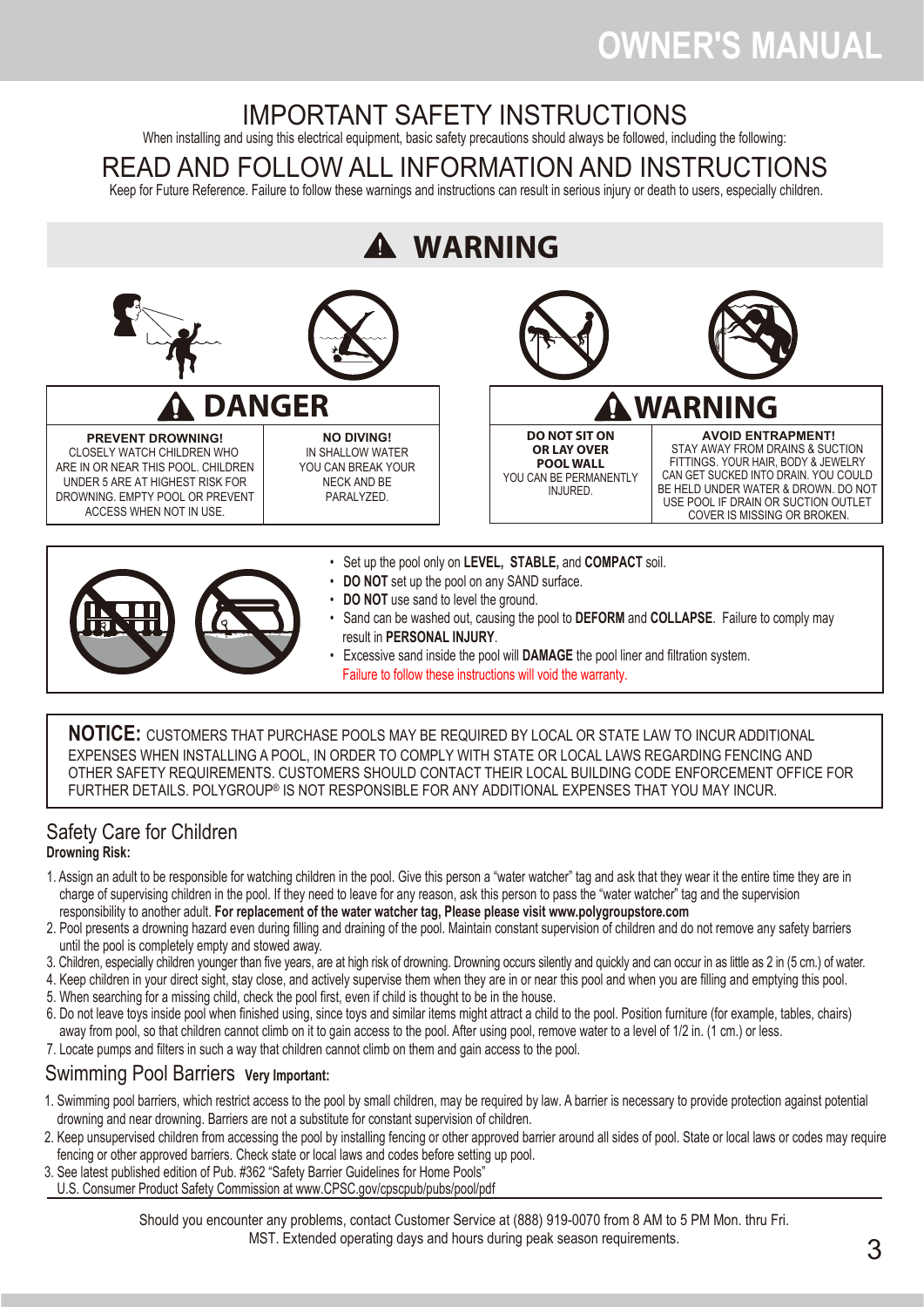# IMPORTANT SAFETY INSTRUCTIONS

When installing and using this electrical equipment, basic safety precautions should always be followed, including the following:

# READ AND FOLLOW ALL INFORMATION AND INSTRUCTIONS

Keep for Future Reference. Failure to follow these warnings and instructions can result in serious injury or death to users, especially children.

## ⚠ WARNING

### ⚠ DANGER

**PREVENT DROWNING!**
CLOSELY WATCH CHILDREN WHO ARE IN OR NEAR THIS POOL. CHILDREN UNDER 5 ARE AT HIGHEST RISK FOR DROWNING. EMPTY POOL OR PREVENT ACCESS WHEN NOT IN USE.

**NO DIVING!**
IN SHALLOW WATER YOU CAN BREAK YOUR NECK AND BE PARALYZED.

### ⚠ WARNING

**DO NOT SIT ON OR LAY OVER POOL WALL**
YOU CAN BE PERMANENTLY INJURED.

**AVOID ENTRAPMENT!**
STAY AWAY FROM DRAINS & SUCTION FITTINGS. YOUR HAIR, BODY & JEWELRY CAN GET SUCKED INTO DRAIN. YOU COULD BE HELD UNDER WATER & DROWN. DO NOT USE POOL IF DRAIN OR SUCTION OUTLET COVER IS MISSING OR BROKEN.

- Set up the pool only on **LEVEL, STABLE,** and **COMPACT** soil.
- **DO NOT** set up the pool on any SAND surface.
- **DO NOT** use sand to level the ground.
- Sand can be washed out, causing the pool to **DEFORM** and **COLLAPSE**. Failure to comply may result in **PERSONAL INJURY**.
- Excessive sand inside the pool will **DAMAGE** the pool liner and filtration system.

Failure to follow these instructions will void the warranty.

**NOTICE:** CUSTOMERS THAT PURCHASE POOLS MAY BE REQUIRED BY LOCAL OR STATE LAW TO INCUR ADDITIONAL EXPENSES WHEN INSTALLING A POOL, IN ORDER TO COMPLY WITH STATE OR LOCAL LAWS REGARDING FENCING AND OTHER SAFETY REQUIREMENTS. CUSTOMERS SHOULD CONTACT THEIR LOCAL BUILDING CODE ENFORCEMENT OFFICE FOR FURTHER DETAILS. POLYGROUP® IS NOT RESPONSIBLE FOR ANY ADDITIONAL EXPENSES THAT YOU MAY INCUR.

## Safety Care for Children

**Drowning Risk:**

1. Assign an adult to be responsible for watching children in the pool. Give this person a "water watcher" tag and ask that they wear it the entire time they are in charge of supervising children in the pool. If they need to leave for any reason, ask this person to pass the "water watcher" tag and the supervision responsibility to another adult. **For replacement of the water watcher tag, Please please visit www.polygroupstore.com**
2. Pool presents a drowning hazard even during filling and draining of the pool. Maintain constant supervision of children and do not remove any safety barriers until the pool is completely empty and stowed away.
3. Children, especially children younger than five years, are at high risk of drowning. Drowning occurs silently and quickly and can occur in as little as 2 in (5 cm.) of water.
4. Keep children in your direct sight, stay close, and actively supervise them when they are in or near this pool and when you are filling and emptying this pool.
5. When searching for a missing child, check the pool first, even if child is thought to be in the house.
6. Do not leave toys inside pool when finished using, since toys and similar items might attract a child to the pool. Position furniture (for example, tables, chairs) away from pool, so that children cannot climb on it to gain access to the pool. After using pool, remove water to a level of 1/2 in. (1 cm.) or less.
7. Locate pumps and filters in such a way that children cannot climb on them and gain access to the pool.

## Swimming Pool Barriers **Very Important:**

1. Swimming pool barriers, which restrict access to the pool by small children, may be required by law. A barrier is necessary to provide protection against potential drowning and near drowning. Barriers are not a substitute for constant supervision of children.
2. Keep unsupervised children from accessing the pool by installing fencing or other approved barrier around all sides of pool. State or local laws or codes may require fencing or other approved barriers. Check state or local laws and codes before setting up pool.
3. See latest published edition of Pub. #362 "Safety Barrier Guidelines for Home Pools" U.S. Consumer Product Safety Commission at www.CPSC.gov/cpscpub/pubs/pool/pdf

Should you encounter any problems, contact Customer Service at (888) 919-0070 from 8 AM to 5 PM Mon. thru Fri. MST. Extended operating days and hours during peak season requirements.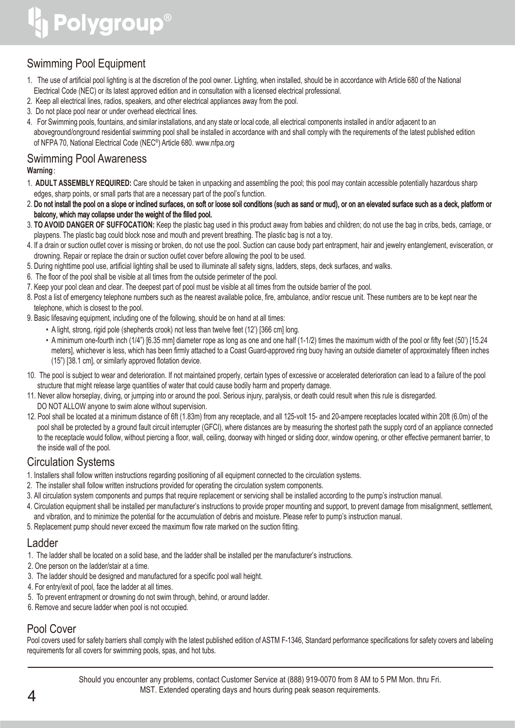## Swimming Pool Equipment

1. The use of artificial pool lighting is at the discretion of the pool owner. Lighting, when installed, should be in accordance with Article 680 of the National Electrical Code (NEC) or its latest approved edition and in consultation with a licensed electrical professional.
2. Keep all electrical lines, radios, speakers, and other electrical appliances away from the pool.
3. Do not place pool near or under overhead electrical lines.
4. For Swimming pools, fountains, and similar installations, and any state or local code, all electrical components installed in and/or adjacent to an aboveground/onground residential swimming pool shall be installed in accordance with and shall comply with the requirements of the latest published edition of NFPA 70, National Electrical Code (NEC®) Article 680. www.nfpa.org

## Swimming Pool Awareness

**Warning**:

1. **ADULT ASSEMBLY REQUIRED:** Care should be taken in unpacking and assembling the pool; this pool may contain accessible potentially hazardous sharp edges, sharp points, or small parts that are a necessary part of the pool's function.
2. **Do not install the pool on a slope or inclined surfaces, on soft or loose soil conditions (such as sand or mud), or on an elevated surface such as a deck, platform or balcony, which may collapse under the weight of the filled pool.**
3. **TO AVOID DANGER OF SUFFOCATION:** Keep the plastic bag used in this product away from babies and children; do not use the bag in cribs, beds, carriage, or playpens. The plastic bag could block nose and mouth and prevent breathing. The plastic bag is not a toy.
4. If a drain or suction outlet cover is missing or broken, do not use the pool. Suction can cause body part entrapment, hair and jewelry entanglement, evisceration, or drowning. Repair or replace the drain or suction outlet cover before allowing the pool to be used.
5. During nighttime pool use, artificial lighting shall be used to illuminate all safety signs, ladders, steps, deck surfaces, and walks.
6. The floor of the pool shall be visible at all times from the outside perimeter of the pool.
7. Keep your pool clean and clear. The deepest part of pool must be visible at all times from the outside barrier of the pool.
8. Post a list of emergency telephone numbers such as the nearest available police, fire, ambulance, and/or rescue unit. These numbers are to be kept near the telephone, which is closest to the pool.
9. Basic lifesaving equipment, including one of the following, should be on hand at all times:
   - A light, strong, rigid pole (shepherds crook) not less than twelve feet (12') [366 cm] long.
   - A minimum one-fourth inch (1/4") [6.35 mm] diameter rope as long as one and one half (1-1/2) times the maximum width of the pool or fifty feet (50') [15.24 meters], whichever is less, which has been firmly attached to a Coast Guard-approved ring buoy having an outside diameter of approximately fifteen inches (15") [38.1 cm], or similarly approved flotation device.
10. The pool is subject to wear and deterioration. If not maintained properly, certain types of excessive or accelerated deterioration can lead to a failure of the pool structure that might release large quantities of water that could cause bodily harm and property damage.
11. Never allow horseplay, diving, or jumping into or around the pool. Serious injury, paralysis, or death could result when this rule is disregarded. DO NOT ALLOW anyone to swim alone without supervision.
12. Pool shall be located at a minimum distance of 6ft (1.83m) from any receptacle, and all 125-volt 15- and 20-ampere receptacles located within 20ft (6.0m) of the pool shall be protected by a ground fault circuit interrupter (GFCI), where distances are by measuring the shortest path the supply cord of an appliance connected to the receptacle would follow, without piercing a floor, wall, ceiling, doorway with hinged or sliding door, window opening, or other effective permanent barrier, to the inside wall of the pool.

## Circulation Systems

1. Installers shall follow written instructions regarding positioning of all equipment connected to the circulation systems.
2. The installer shall follow written instructions provided for operating the circulation system components.
3. All circulation system components and pumps that require replacement or servicing shall be installed according to the pump's instruction manual.
4. Circulation equipment shall be installed per manufacturer's instructions to provide proper mounting and support, to prevent damage from misalignment, settlement, and vibration, and to minimize the potential for the accumulation of debris and moisture. Please refer to pump's instruction manual.
5. Replacement pump should never exceed the maximum flow rate marked on the suction fitting.

## Ladder

1. The ladder shall be located on a solid base, and the ladder shall be installed per the manufacturer's instructions.
2. One person on the ladder/stair at a time.
3. The ladder should be designed and manufactured for a specific pool wall height.
4. For entry/exit of pool, face the ladder at all times.
5. To prevent entrapment or drowning do not swim through, behind, or around ladder.
6. Remove and secure ladder when pool is not occupied.

## Pool Cover

Pool covers used for safety barriers shall comply with the latest published edition of ASTM F-1346, Standard performance specifications for safety covers and labeling requirements for all covers for swimming pools, spas, and hot tubs.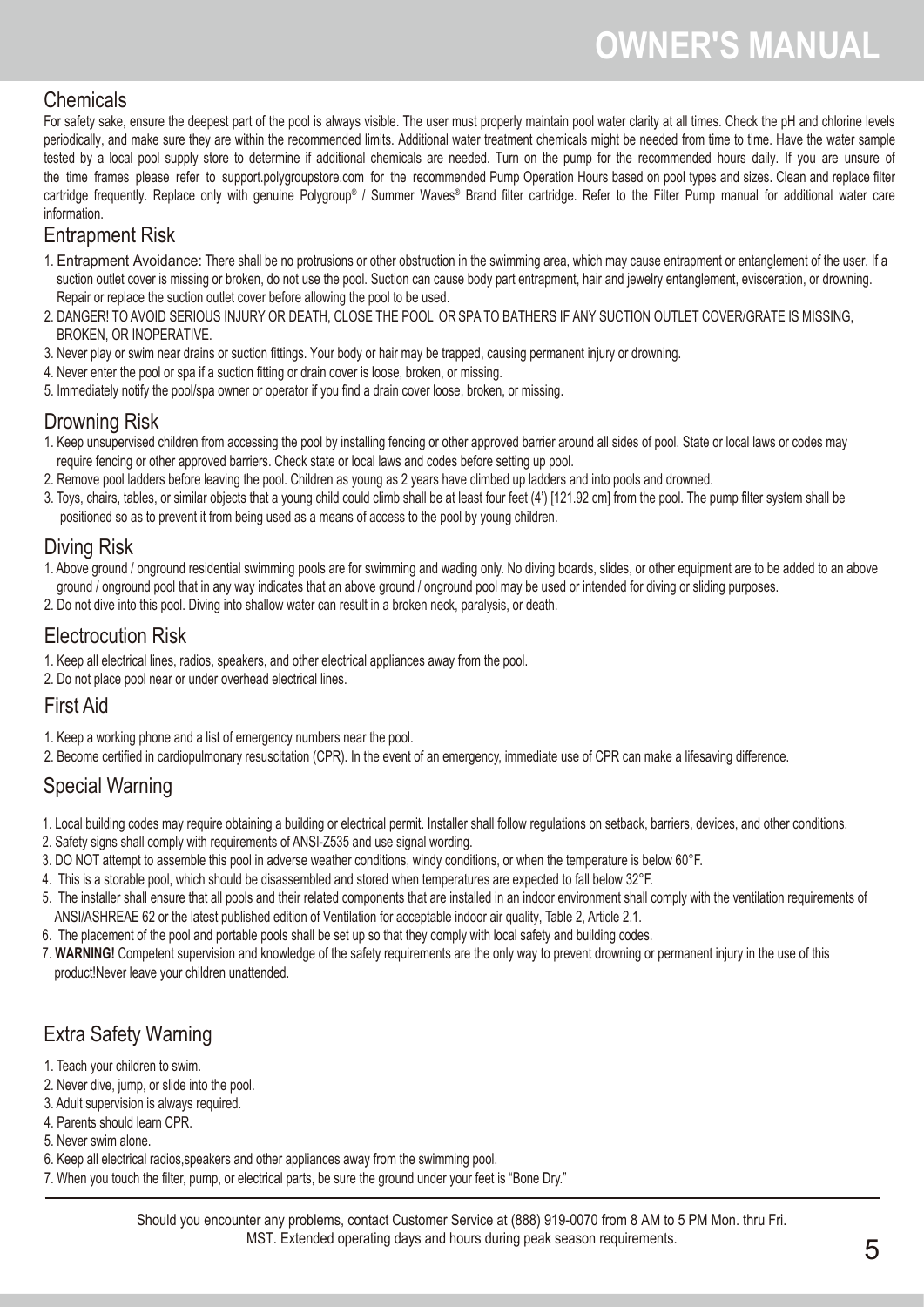## Chemicals

For safety sake, ensure the deepest part of the pool is always visible. The user must properly maintain pool water clarity at all times. Check the pH and chlorine levels periodically, and make sure they are within the recommended limits. Additional water treatment chemicals might be needed from time to time. Have the water sample tested by a local pool supply store to determine if additional chemicals are needed. Turn on the pump for the recommended hours daily. If you are unsure of the time frames please refer to support.polygroupstore.com for the recommended Pump Operation Hours based on pool types and sizes. Clean and replace filter cartridge frequently. Replace only with genuine Polygroup® / Summer Waves® Brand filter cartridge. Refer to the Filter Pump manual for additional water care information.

## Entrapment Risk

1. Entrapment Avoidance: There shall be no protrusions or other obstruction in the swimming area, which may cause entrapment or entanglement of the user. If a suction outlet cover is missing or broken, do not use the pool. Suction can cause body part entrapment, hair and jewelry entanglement, evisceration, or drowning. Repair or replace the suction outlet cover before allowing the pool to be used.
2. DANGER! TO AVOID SERIOUS INJURY OR DEATH, CLOSE THE POOL OR SPA TO BATHERS IF ANY SUCTION OUTLET COVER/GRATE IS MISSING, BROKEN, OR INOPERATIVE.
3. Never play or swim near drains or suction fittings. Your body or hair may be trapped, causing permanent injury or drowning.
4. Never enter the pool or spa if a suction fitting or drain cover is loose, broken, or missing.
5. Immediately notify the pool/spa owner or operator if you find a drain cover loose, broken, or missing.

## Drowning Risk

1. Keep unsupervised children from accessing the pool by installing fencing or other approved barrier around all sides of pool. State or local laws or codes may require fencing or other approved barriers. Check state or local laws and codes before setting up pool.
2. Remove pool ladders before leaving the pool. Children as young as 2 years have climbed up ladders and into pools and drowned.
3. Toys, chairs, tables, or similar objects that a young child could climb shall be at least four feet (4') [121.92 cm] from the pool. The pump filter system shall be positioned so as to prevent it from being used as a means of access to the pool by young children.

## Diving Risk

1. Above ground / onground residential swimming pools are for swimming and wading only. No diving boards, slides, or other equipment are to be added to an above ground / onground pool that in any way indicates that an above ground / onground pool may be used or intended for diving or sliding purposes.
2. Do not dive into this pool. Diving into shallow water can result in a broken neck, paralysis, or death.

## Electrocution Risk

1. Keep all electrical lines, radios, speakers, and other electrical appliances away from the pool.
2. Do not place pool near or under overhead electrical lines.

## First Aid

1. Keep a working phone and a list of emergency numbers near the pool.
2. Become certified in cardiopulmonary resuscitation (CPR). In the event of an emergency, immediate use of CPR can make a lifesaving difference.

## Special Warning

1. Local building codes may require obtaining a building or electrical permit. Installer shall follow regulations on setback, barriers, devices, and other conditions.
2. Safety signs shall comply with requirements of ANSI-Z535 and use signal wording.
3. DO NOT attempt to assemble this pool in adverse weather conditions, windy conditions, or when the temperature is below 60°F.
4. This is a storable pool, which should be disassembled and stored when temperatures are expected to fall below 32°F.
5. The installer shall ensure that all pools and their related components that are installed in an indoor environment shall comply with the ventilation requirements of ANSI/ASHREAE 62 or the latest published edition of Ventilation for acceptable indoor air quality, Table 2, Article 2.1.
6. The placement of the pool and portable pools shall be set up so that they comply with local safety and building codes.
7. **WARNING!** Competent supervision and knowledge of the safety requirements are the only way to prevent drowning or permanent injury in the use of this product!Never leave your children unattended.

## Extra Safety Warning

1. Teach your children to swim.
2. Never dive, jump, or slide into the pool.
3. Adult supervision is always required.
4. Parents should learn CPR.
5. Never swim alone.
6. Keep all electrical radios,speakers and other appliances away from the swimming pool.
7. When you touch the filter, pump, or electrical parts, be sure the ground under your feet is "Bone Dry."

Should you encounter any problems, contact Customer Service at (888) 919-0070 from 8 AM to 5 PM Mon. thru Fri. MST. Extended operating days and hours during peak season requirements.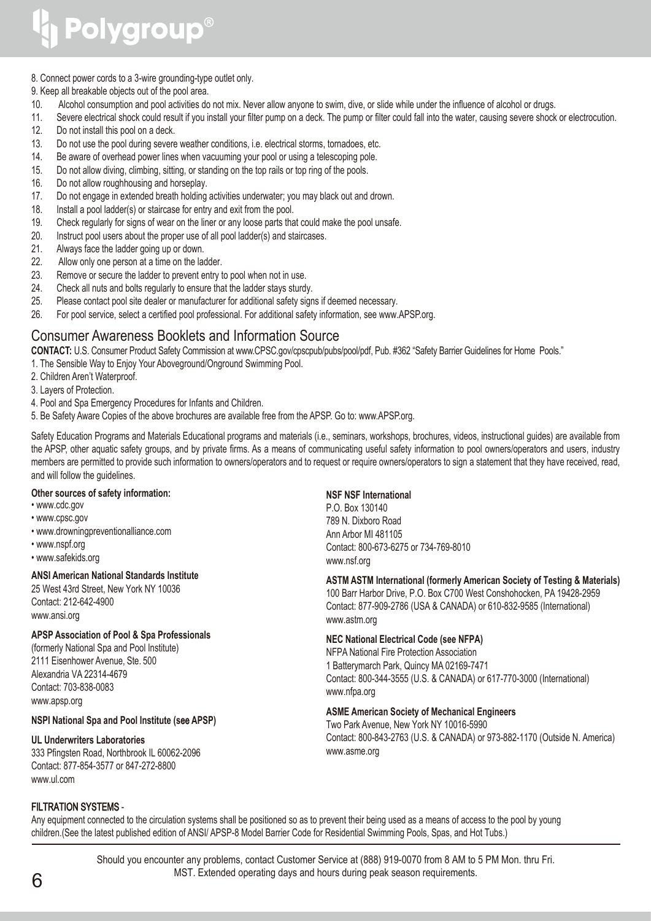8. Connect power cords to a 3-wire grounding-type outlet only.
9. Keep all breakable objects out of the pool area.
10. Alcohol consumption and pool activities do not mix. Never allow anyone to swim, dive, or slide while under the influence of alcohol or drugs.
11. Severe electrical shock could result if you install your filter pump on a deck. The pump or filter could fall into the water, causing severe shock or electrocution.
12. Do not install this pool on a deck.
13. Do not use the pool during severe weather conditions, i.e. electrical storms, tornadoes, etc.
14. Be aware of overhead power lines when vacuuming your pool or using a telescoping pole.
15. Do not allow diving, climbing, sitting, or standing on the top rails or top ring of the pools.
16. Do not allow roughhousing and horseplay.
17. Do not engage in extended breath holding activities underwater; you may black out and drown.
18. Install a pool ladder(s) or staircase for entry and exit from the pool.
19. Check regularly for signs of wear on the liner or any loose parts that could make the pool unsafe.
20. Instruct pool users about the proper use of all pool ladder(s) and staircases.
21. Always face the ladder going up or down.
22. Allow only one person at a time on the ladder.
23. Remove or secure the ladder to prevent entry to pool when not in use.
24. Check all nuts and bolts regularly to ensure that the ladder stays sturdy.
25. Please contact pool site dealer or manufacturer for additional safety signs if deemed necessary.
26. For pool service, select a certified pool professional. For additional safety information, see www.APSP.org.

## Consumer Awareness Booklets and Information Source

**CONTACT:** U.S. Consumer Product Safety Commission at www.CPSC.gov/cpscpub/pubs/pool/pdf, Pub. #362 "Safety Barrier Guidelines for Home Pools."

1. The Sensible Way to Enjoy Your Aboveground/Onground Swimming Pool.
2. Children Aren't Waterproof.
3. Layers of Protection.
4. Pool and Spa Emergency Procedures for Infants and Children.
5. Be Safety Aware Copies of the above brochures are available free from the APSP. Go to: www.APSP.org.

Safety Education Programs and Materials Educational programs and materials (i.e., seminars, workshops, brochures, videos, instructional guides) are available from the APSP, other aquatic safety groups, and by private firms. As a means of communicating useful safety information to pool owners/operators and users, industry members are permitted to provide such information to owners/operators and to request or require owners/operators to sign a statement that they have received, read, and will follow the guidelines.

**Other sources of safety information:**

- www.cdc.gov
- www.cpsc.gov
- www.drowningpreventionalliance.com
- www.nspf.org
- www.safekids.org

**ANSI American National Standards Institute**
25 West 43rd Street, New York NY 10036
Contact: 212-642-4900
www.ansi.org

**APSP Association of Pool & Spa Professionals**
(formerly National Spa and Pool Institute)
2111 Eisenhower Avenue, Ste. 500
Alexandria VA 22314-4679
Contact: 703-838-0083
www.apsp.org

**NSPI National Spa and Pool Institute (see APSP)**

**UL Underwriters Laboratories**
333 Pfingsten Road, Northbrook IL 60062-2096
Contact: 877-854-3577 or 847-272-8800
www.ul.com

**NSF NSF International**
P.O. Box 130140
789 N. Dixboro Road
Ann Arbor MI 481105
Contact: 800-673-6275 or 734-769-8010
www.nsf.org

**ASTM ASTM International (formerly American Society of Testing & Materials)**
100 Barr Harbor Drive, P.O. Box C700 West Conshohocken, PA 19428-2959
Contact: 877-909-2786 (USA & CANADA) or 610-832-9585 (International)
www.astm.org

**NEC National Electrical Code (see NFPA)**
NFPA National Fire Protection Association
1 Batterymarch Park, Quincy MA 02169-7471
Contact: 800-344-3555 (U.S. & CANADA) or 617-770-3000 (International)
www.nfpa.org

**ASME American Society of Mechanical Engineers**
Two Park Avenue, New York NY 10016-5990
Contact: 800-843-2763 (U.S. & CANADA) or 973-882-1170 (Outside N. America)
www.asme.org

**FILTRATION SYSTEMS** -
Any equipment connected to the circulation systems shall be positioned so as to prevent their being used as a means of access to the pool by young children.(See the latest published edition of ANSI/ APSP-8 Model Barrier Code for Residential Swimming Pools, Spas, and Hot Tubs.)

Should you encounter any problems, contact Customer Service at (888) 919-0070 from 8 AM to 5 PM Mon. thru Fri. MST. Extended operating days and hours during peak season requirements.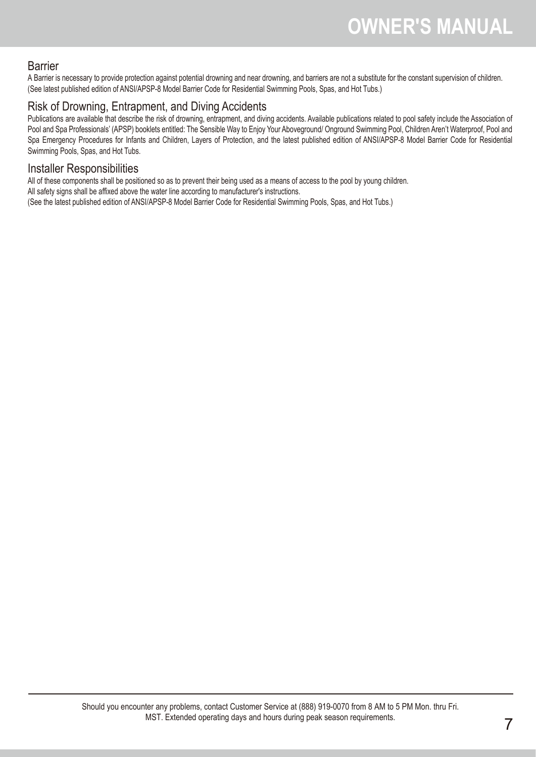## Barrier

A Barrier is necessary to provide protection against potential drowning and near drowning, and barriers are not a substitute for the constant supervision of children. (See latest published edition of ANSI/APSP-8 Model Barrier Code for Residential Swimming Pools, Spas, and Hot Tubs.)

## Risk of Drowning, Entrapment, and Diving Accidents

Publications are available that describe the risk of drowning, entrapment, and diving accidents. Available publications related to pool safety include the Association of Pool and Spa Professionals' (APSP) booklets entitled: The Sensible Way to Enjoy Your Aboveground/ Onground Swimming Pool, Children Aren't Waterproof, Pool and Spa Emergency Procedures for Infants and Children, Layers of Protection, and the latest published edition of ANSI/APSP-8 Model Barrier Code for Residential Swimming Pools, Spas, and Hot Tubs.

## Installer Responsibilities

All of these components shall be positioned so as to prevent their being used as a means of access to the pool by young children.
All safety signs shall be affixed above the water line according to manufacturer's instructions.
(See the latest published edition of ANSI/APSP-8 Model Barrier Code for Residential Swimming Pools, Spas, and Hot Tubs.)

Should you encounter any problems, contact Customer Service at (888) 919-0070 from 8 AM to 5 PM Mon. thru Fri. MST. Extended operating days and hours during peak season requirements.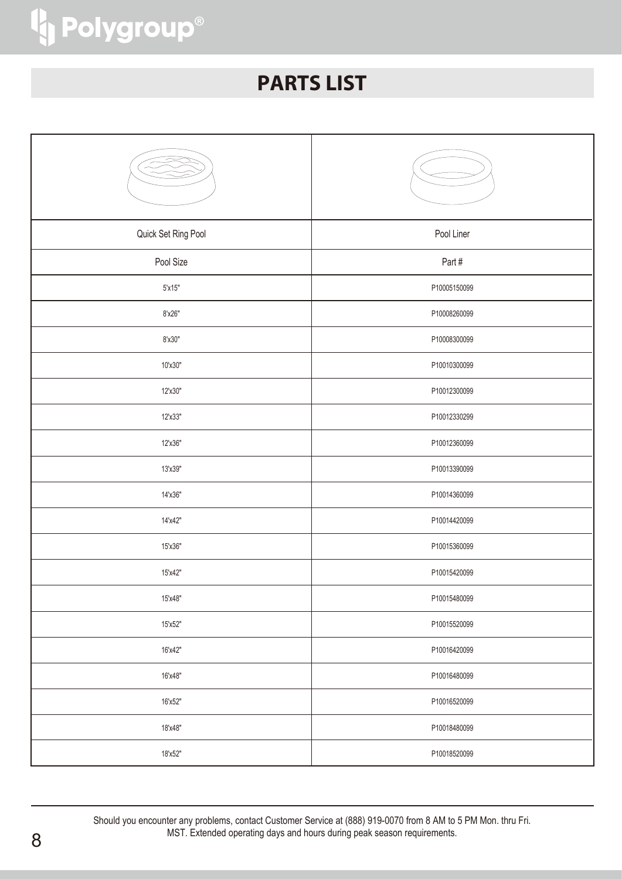# PARTS LIST

| Quick Set Ring Pool | Pool Liner |
|---|---|
| Pool Size | Part # |
| 5'x15" | P10005150099 |
| 8'x26" | P10008260099 |
| 8'x30" | P10008300099 |
| 10'x30" | P10010300099 |
| 12'x30" | P10012300099 |
| 12'x33" | P10012330299 |
| 12'x36" | P10012360099 |
| 13'x39" | P10013390099 |
| 14'x36" | P10014360099 |
| 14'x42" | P10014420099 |
| 15'x36" | P10015360099 |
| 15'x42" | P10015420099 |
| 15'x48" | P10015480099 |
| 15'x52" | P10015520099 |
| 16'x42" | P10016420099 |
| 16'x48" | P10016480099 |
| 16'x52" | P10016520099 |
| 18'x48" | P10018480099 |
| 18'x52" | P10018520099 |

Should you encounter any problems, contact Customer Service at (888) 919-0070 from 8 AM to 5 PM Mon. thru Fri. MST. Extended operating days and hours during peak season requirements.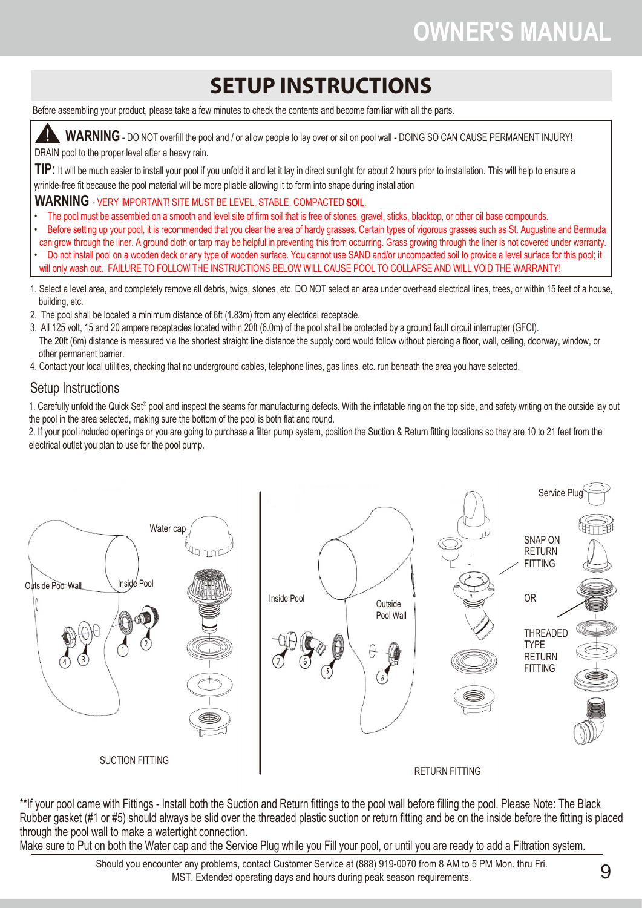# SETUP INSTRUCTIONS

Before assembling your product, please take a few minutes to check the contents and become familiar with all the parts.

**WARNING** - DO NOT overfill the pool and / or allow people to lay over or sit on pool wall - DOING SO CAN CAUSE PERMANENT INJURY! DRAIN pool to the proper level after a heavy rain.

**TIP:** It will be much easier to install your pool if you unfold it and let it lay in direct sunlight for about 2 hours prior to installation. This will help to ensure a wrinkle-free fit because the pool material will be more pliable allowing it to form into shape during installation

**WARNING** - VERY IMPORTANT! SITE MUST BE LEVEL, STABLE, COMPACTED SOIL.

- The pool must be assembled on a smooth and level site of firm soil that is free of stones, gravel, sticks, blacktop, or other oil base compounds.
- Before setting up your pool, it is recommended that you clear the area of hardy grasses. Certain types of vigorous grasses such as St. Augustine and Bermuda can grow through the liner. A ground cloth or tarp may be helpful in preventing this from occurring. Grass growing through the liner is not covered under warranty.
- Do not install pool on a wooden deck or any type of wooden surface. You cannot use SAND and/or uncompacted soil to provide a level surface for this pool; it will only wash out. FAILURE TO FOLLOW THE INSTRUCTIONS BELOW WILL CAUSE POOL TO COLLAPSE AND WILL VOID THE WARRANTY!

1. Select a level area, and completely remove all debris, twigs, stones, etc. DO NOT select an area under overhead electrical lines, trees, or within 15 feet of a house, building, etc.
2. The pool shall be located a minimum distance of 6ft (1.83m) from any electrical receptacle.
3. All 125 volt, 15 and 20 ampere receptacles located within 20ft (6.0m) of the pool shall be protected by a ground fault circuit interrupter (GFCI). The 20ft (6m) distance is measured via the shortest straight line distance the supply cord would follow without piercing a floor, wall, ceiling, doorway, window, or other permanent barrier.
4. Contact your local utilities, checking that no underground cables, telephone lines, gas lines, etc. run beneath the area you have selected.

## Setup Instructions

1. Carefully unfold the Quick Set® pool and inspect the seams for manufacturing defects. With the inflatable ring on the top side, and safety writing on the outside lay out the pool in the area selected, making sure the bottom of the pool is both flat and round.
2. If your pool included openings or you are going to purchase a filter pump system, position the Suction & Return fitting locations so they are 10 to 21 feet from the electrical outlet you plan to use for the pool pump.

Water cap
Outside Pool Wall
Inside Pool
1 2 3 4

SUCTION FITTING

Inside Pool
Outside Pool Wall
5 6 7 8
Service Plug
SNAP ON RETURN FITTING
OR
THREADED TYPE RETURN FITTING

RETURN FITTING

**If your pool came with Fittings - Install both the Suction and Return fittings to the pool wall before filling the pool. Please Note: The Black Rubber gasket (#1 or #5) should always be slid over the threaded plastic suction or return fitting and be on the inside before the fitting is placed through the pool wall to make a watertight connection.
Make sure to Put on both the Water cap and the Service Plug while you Fill your pool, or until you are ready to add a Filtration system.

Should you encounter any problems, contact Customer Service at (888) 919-0070 from 8 AM to 5 PM Mon. thru Fri. MST. Extended operating days and hours during peak season requirements.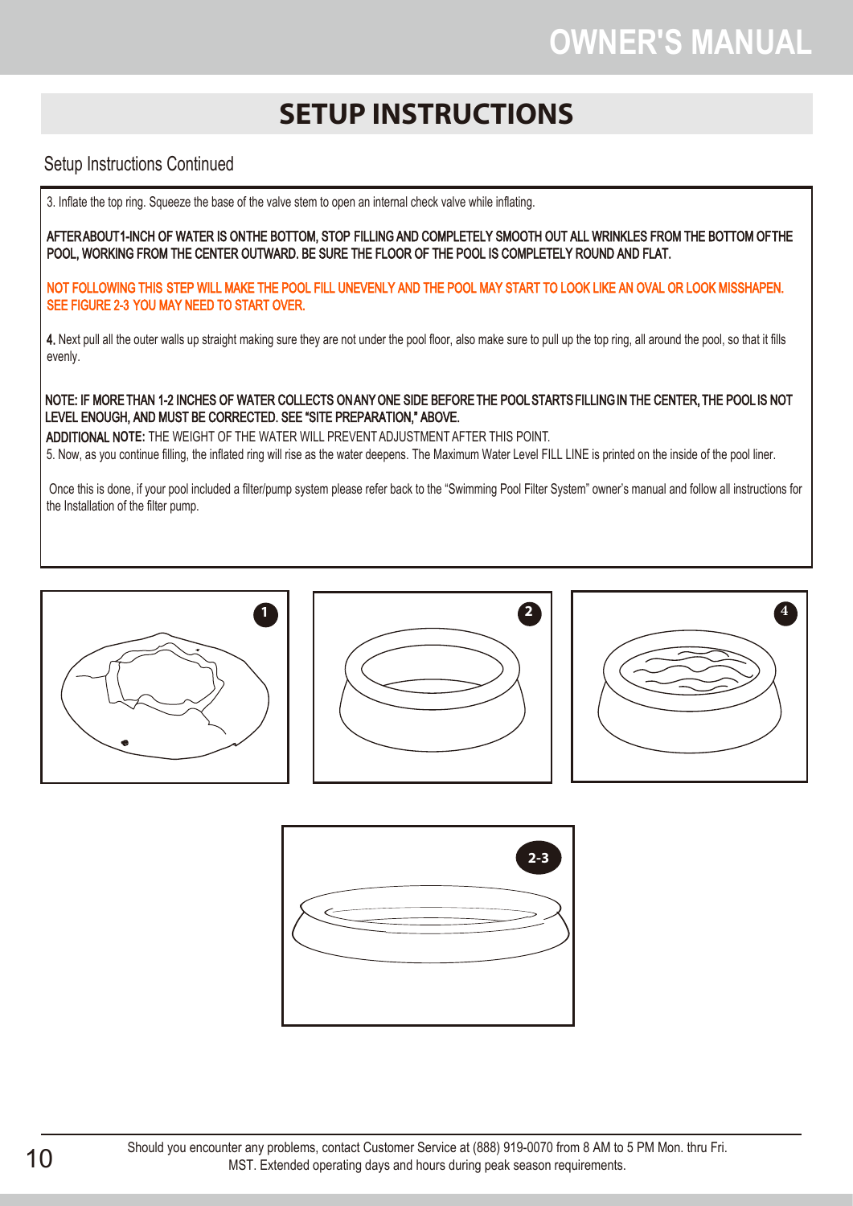# SETUP INSTRUCTIONS

Setup Instructions Continued

3. Inflate the top ring. Squeeze the base of the valve stem to open an internal check valve while inflating.

**AFTER ABOUT 1-INCH OF WATER IS ON THE BOTTOM, STOP FILLING AND COMPLETELY SMOOTH OUT ALL WRINKLES FROM THE BOTTOM OF THE POOL, WORKING FROM THE CENTER OUTWARD. BE SURE THE FLOOR OF THE POOL IS COMPLETELY ROUND AND FLAT.**

**NOT FOLLOWING THIS STEP WILL MAKE THE POOL FILL UNEVENLY AND THE POOL MAY START TO LOOK LIKE AN OVAL OR LOOK MISSHAPEN. SEE FIGURE 2-3 YOU MAY NEED TO START OVER.**

**4.** Next pull all the outer walls up straight making sure they are not under the pool floor, also make sure to pull up the top ring, all around the pool, so that it fills evenly.

**NOTE: IF MORE THAN 1-2 INCHES OF WATER COLLECTS ON ANY ONE SIDE BEFORE THE POOL STARTS FILLING IN THE CENTER, THE POOL IS NOT LEVEL ENOUGH, AND MUST BE CORRECTED. SEE "SITE PREPARATION," ABOVE.**

**ADDITIONAL NOTE:** THE WEIGHT OF THE WATER WILL PREVENT ADJUSTMENT AFTER THIS POINT.

5. Now, as you continue filling, the inflated ring will rise as the water deepens. The Maximum Water Level FILL LINE is printed on the inside of the pool liner.

Once this is done, if your pool included a filter/pump system please refer back to the "Swimming Pool Filter System" owner's manual and follow all instructions for the Installation of the filter pump.

1

2

4

2-3

Should you encounter any problems, contact Customer Service at (888) 919-0070 from 8 AM to 5 PM Mon. thru Fri. MST. Extended operating days and hours during peak season requirements.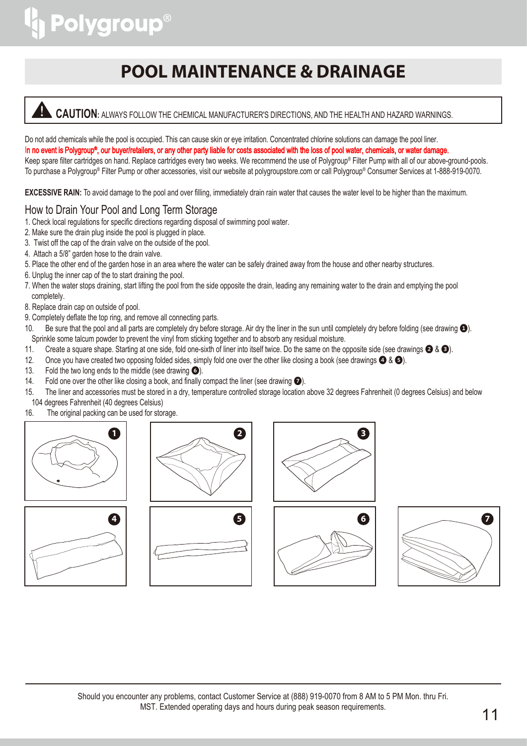# POOL MAINTENANCE & DRAINAGE

**CAUTION:** ALWAYS FOLLOW THE CHEMICAL MANUFACTURER'S DIRECTIONS, AND THE HEALTH AND HAZARD WARNINGS.

Do not add chemicals while the pool is occupied. This can cause skin or eye irritation. Concentrated chlorine solutions can damage the pool liner.

**In no event is Polygroup®, our buyer/retailers, or any other party liable for costs associated with the loss of pool water, chemicals, or water damage.**

Keep spare filter cartridges on hand. Replace cartridges every two weeks. We recommend the use of Polygroup® Filter Pump with all of our above-ground-pools. To purchase a Polygroup® Filter Pump or other accessories, visit our website at polygroupstore.com or call Polygroup® Consumer Services at 1-888-919-0070.

**EXCESSIVE RAIN:** To avoid damage to the pool and over filling, immediately drain rain water that causes the water level to be higher than the maximum.

## How to Drain Your Pool and Long Term Storage

1. Check local regulations for specific directions regarding disposal of swimming pool water.
2. Make sure the drain plug inside the pool is plugged in place.
3. Twist off the cap of the drain valve on the outside of the pool.
4. Attach a 5/8" garden hose to the drain valve.
5. Place the other end of the garden hose in an area where the water can be safely drained away from the house and other nearby structures.
6. Unplug the inner cap of the to start draining the pool.
7. When the water stops draining, start lifting the pool from the side opposite the drain, leading any remaining water to the drain and emptying the pool completely.
8. Replace drain cap on outside of pool.
9. Completely deflate the top ring, and remove all connecting parts.
10. Be sure that the pool and all parts are completely dry before storage. Air dry the liner in the sun until completely dry before folding (see drawing 1). Sprinkle some talcum powder to prevent the vinyl from sticking together and to absorb any residual moisture.
11. Create a square shape. Starting at one side, fold one-sixth of liner into itself twice. Do the same on the opposite side (see drawings 2 & 3).
12. Once you have created two opposing folded sides, simply fold one over the other like closing a book (see drawings 4 & 5).
13. Fold the two long ends to the middle (see drawing 6).
14. Fold one over the other like closing a book, and finally compact the liner (see drawing 7).
15. The liner and accessories must be stored in a dry, temperature controlled storage location above 32 degrees Fahrenheit (0 degrees Celsius) and below 104 degrees Fahrenheit (40 degrees Celsius)
16. The original packing can be used for storage.

Should you encounter any problems, contact Customer Service at (888) 919-0070 from 8 AM to 5 PM Mon. thru Fri. MST. Extended operating days and hours during peak season requirements.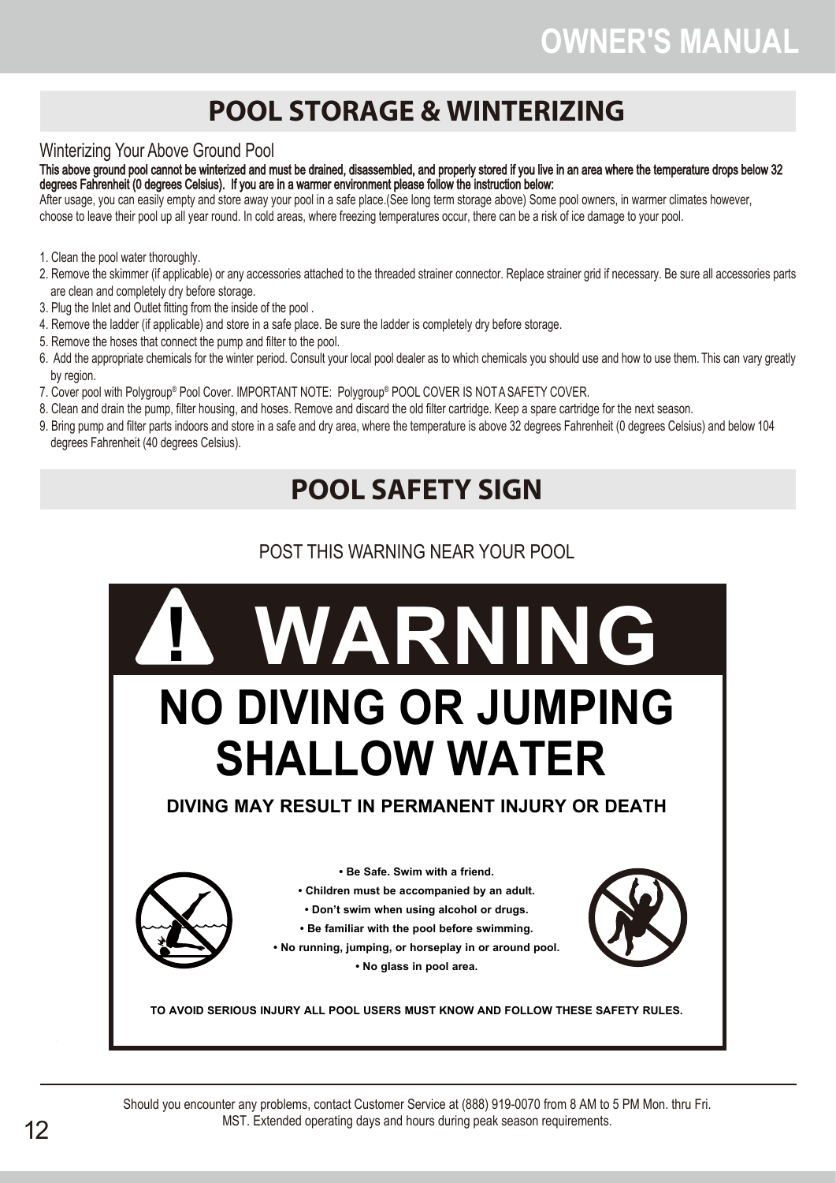## POOL STORAGE & WINTERIZING

Winterizing Your Above Ground Pool

**This above ground pool cannot be winterized and must be drained, disassembled, and properly stored if you live in an area where the temperature drops below 32 degrees Fahrenheit (0 degrees Celsius). If you are in a warmer environment please follow the instruction below:**

After usage, you can easily empty and store away your pool in a safe place.(See long term storage above) Some pool owners, in warmer climates however, choose to leave their pool up all year round. In cold areas, where freezing temperatures occur, there can be a risk of ice damage to your pool.

1. Clean the pool water thoroughly.
2. Remove the skimmer (if applicable) or any accessories attached to the threaded strainer connector. Replace strainer grid if necessary. Be sure all accessories parts are clean and completely dry before storage.
3. Plug the Inlet and Outlet fitting from the inside of the pool .
4. Remove the ladder (if applicable) and store in a safe place. Be sure the ladder is completely dry before storage.
5. Remove the hoses that connect the pump and filter to the pool.
6. Add the appropriate chemicals for the winter period. Consult your local pool dealer as to which chemicals you should use and how to use them. This can vary greatly by region.
7. Cover pool with Polygroup® Pool Cover. IMPORTANT NOTE: Polygroup® POOL COVER IS NOT A SAFETY COVER.
8. Clean and drain the pump, filter housing, and hoses. Remove and discard the old filter cartridge. Keep a spare cartridge for the next season.
9. Bring pump and filter parts indoors and store in a safe and dry area, where the temperature is above 32 degrees Fahrenheit (0 degrees Celsius) and below 104 degrees Fahrenheit (40 degrees Celsius).

## POOL SAFETY SIGN

POST THIS WARNING NEAR YOUR POOL

# ! WARNING

# NO DIVING OR JUMPING SHALLOW WATER

**DIVING MAY RESULT IN PERMANENT INJURY OR DEATH**

- **Be Safe. Swim with a friend.**
- **Children must be accompanied by an adult.**
- **Don't swim when using alcohol or drugs.**
- **Be familiar with the pool before swimming.**
- **No running, jumping, or horseplay in or around pool.**
- **No glass in pool area.**

**TO AVOID SERIOUS INJURY ALL POOL USERS MUST KNOW AND FOLLOW THESE SAFETY RULES.**

Should you encounter any problems, contact Customer Service at (888) 919-0070 from 8 AM to 5 PM Mon. thru Fri. MST. Extended operating days and hours during peak season requirements.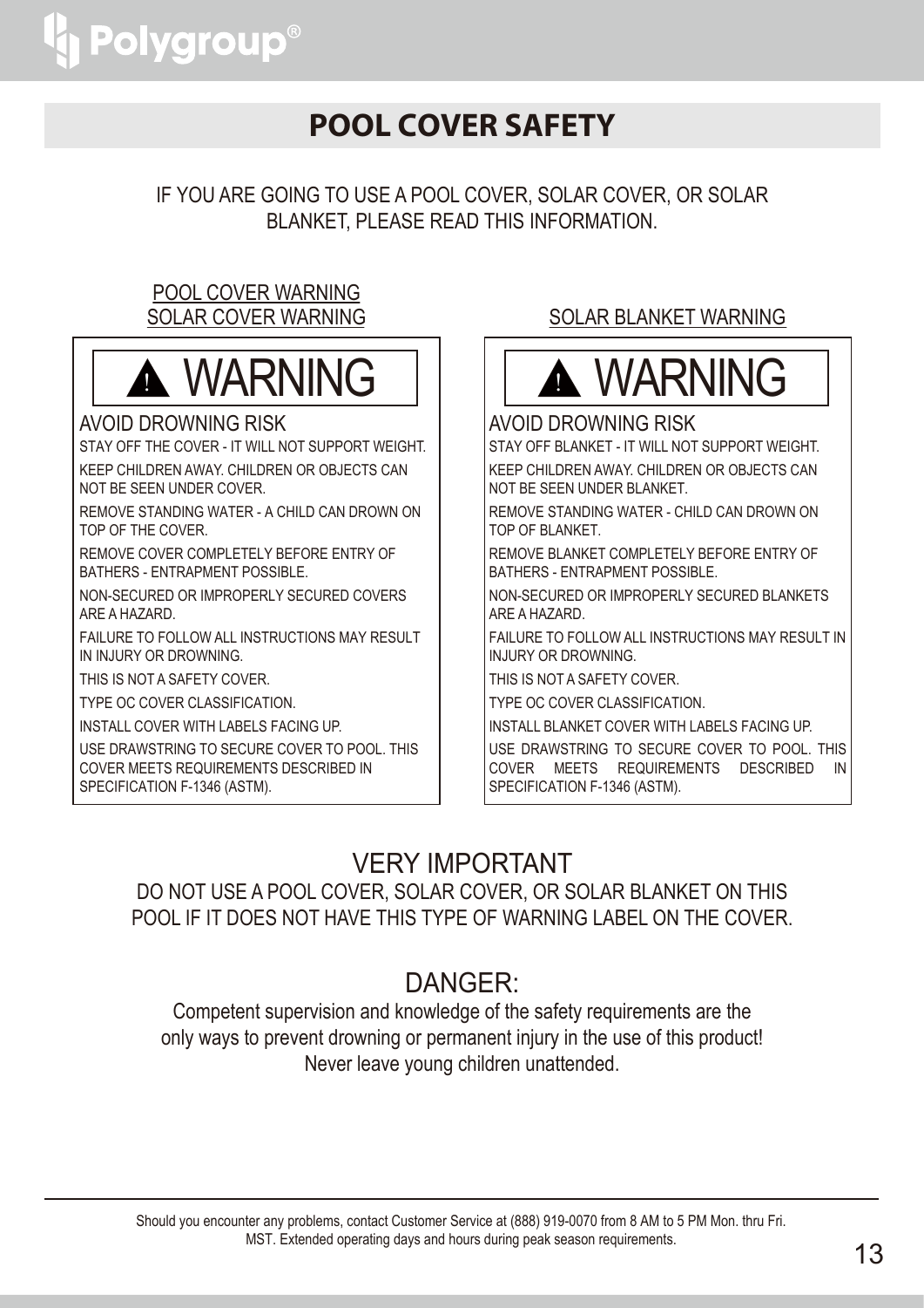# POOL COVER SAFETY

IF YOU ARE GOING TO USE A POOL COVER, SOLAR COVER, OR SOLAR BLANKET, PLEASE READ THIS INFORMATION.

## POOL COVER WARNING
## SOLAR COVER WARNING

### ⚠ WARNING

AVOID DROWNING RISK

STAY OFF THE COVER - IT WILL NOT SUPPORT WEIGHT.

KEEP CHILDREN AWAY. CHILDREN OR OBJECTS CAN NOT BE SEEN UNDER COVER.

REMOVE STANDING WATER - A CHILD CAN DROWN ON TOP OF THE COVER.

REMOVE COVER COMPLETELY BEFORE ENTRY OF BATHERS - ENTRAPMENT POSSIBLE.

NON-SECURED OR IMPROPERLY SECURED COVERS ARE A HAZARD.

FAILURE TO FOLLOW ALL INSTRUCTIONS MAY RESULT IN INJURY OR DROWNING.

THIS IS NOT A SAFETY COVER.

TYPE OC COVER CLASSIFICATION.

INSTALL COVER WITH LABELS FACING UP.

USE DRAWSTRING TO SECURE COVER TO POOL. THIS COVER MEETS REQUIREMENTS DESCRIBED IN SPECIFICATION F-1346 (ASTM).

## SOLAR BLANKET WARNING

### ⚠ WARNING

AVOID DROWNING RISK

STAY OFF BLANKET - IT WILL NOT SUPPORT WEIGHT.

KEEP CHILDREN AWAY. CHILDREN OR OBJECTS CAN NOT BE SEEN UNDER BLANKET.

REMOVE STANDING WATER - CHILD CAN DROWN ON TOP OF BLANKET.

REMOVE BLANKET COMPLETELY BEFORE ENTRY OF BATHERS - ENTRAPMENT POSSIBLE.

NON-SECURED OR IMPROPERLY SECURED BLANKETS ARE A HAZARD.

FAILURE TO FOLLOW ALL INSTRUCTIONS MAY RESULT IN INJURY OR DROWNING.

THIS IS NOT A SAFETY COVER.

TYPE OC COVER CLASSIFICATION.

INSTALL BLANKET COVER WITH LABELS FACING UP.

USE DRAWSTRING TO SECURE COVER TO POOL. THIS COVER MEETS REQUIREMENTS DESCRIBED IN SPECIFICATION F-1346 (ASTM).

## VERY IMPORTANT

DO NOT USE A POOL COVER, SOLAR COVER, OR SOLAR BLANKET ON THIS POOL IF IT DOES NOT HAVE THIS TYPE OF WARNING LABEL ON THE COVER.

## DANGER:

Competent supervision and knowledge of the safety requirements are the only ways to prevent drowning or permanent injury in the use of this product! Never leave young children unattended.

Should you encounter any problems, contact Customer Service at (888) 919-0070 from 8 AM to 5 PM Mon. thru Fri. MST. Extended operating days and hours during peak season requirements.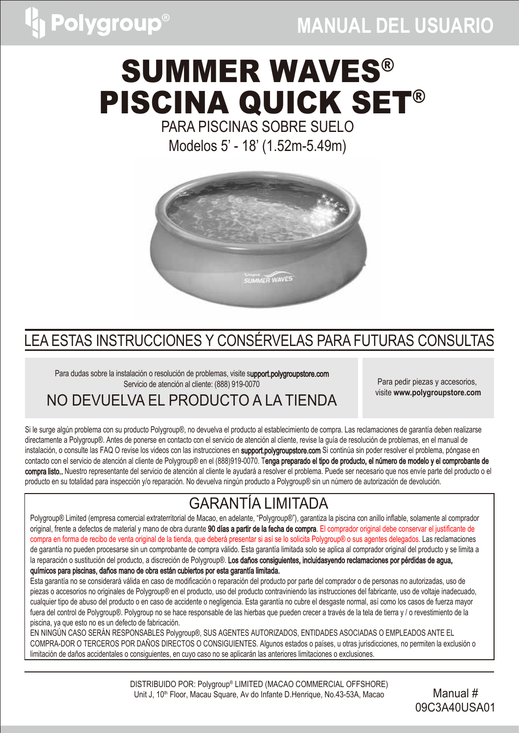# MANUAL DEL USUARIO

# SUMMER WAVES® PISCINA QUICK SET®

PARA PISCINAS SOBRE SUELO

Modelos 5' - 18' (1.52m-5.49m)

## LEA ESTAS INSTRUCCIONES Y CONSÉRVELAS PARA FUTURAS CONSULTAS

Para dudas sobre la instalación o resolución de problemas, visite s**upport.polygroupstore.com**
Servicio de atención al cliente: (888) 919-0070

## NO DEVUELVA EL PRODUCTO A LA TIENDA

Para pedir piezas y accesorios, visite **www.polygroupstore.com**

Si le surge algún problema con su producto Polygroup®, no devuelva el producto al establecimiento de compra. Las reclamaciones de garantía deben realizarse directamente a Polygroup®. Antes de ponerse en contacto con el servicio de atención al cliente, revise la guía de resolución de problemas, en el manual de instalación, o consulte las FAQ O revise los videos con las instrucciones en **support.polygroupstore.com** Si continúa sin poder resolver el problema, póngase en contacto con el servicio de atención al cliente de Polygroup® en el (888)919-0070. T**enga preparado el tipo de producto, el número de modelo y el comprobante de compra listo..** Nuestro representante del servicio de atención al cliente le ayudará a resolver el problema. Puede ser necesario que nos envíe parte del producto o el producto en su totalidad para inspección y/o reparación. No devuelva ningún producto a Polygroup® sin un número de autorización de devolución.

## GARANTÍA LIMITADA

Polygroup® Limited (empresa comercial extraterritorial de Macao, en adelante, "Polygroup®"), garantiza la piscina con anillo inflable, solamente al comprador original, frente a defectos de material y mano de obra durante **90 días a partir de la fecha de compra**. El comprador original debe conservar el justificante de compra en forma de recibo de venta original de la tienda, que deberá presentar si así se lo solicita Polygroup® o sus agentes delegados. Las reclamaciones de garantía no pueden procesarse sin un comprobante de compra válido. Esta garantía limitada solo se aplica al comprador original del producto y se limita a la reparación o sustitución del producto, a discreción de Polygroup®. **Los daños consiguientes, incluidasyendo reclamaciones por pérdidas de agua, químicos para piscinas, daños mano de obra están cubiertos por esta garantía limitada.**

Esta garantía no se considerará válida en caso de modificación o reparación del producto por parte del comprador o de personas no autorizadas, uso de piezas o accesorios no originales de Polygroup® en el producto, uso del producto contraviniendo las instrucciones del fabricante, uso de voltaje inadecuado, cualquier tipo de abuso del producto o en caso de accidente o negligencia. Esta garantía no cubre el desgaste normal, así como los casos de fuerza mayor fuera del control de Polygroup®. Polygroup no se hace responsable de las hierbas que pueden crecer a través de la tela de tierra y / o revestimiento de la piscina, ya que esto no es un defecto de fabricación.

EN NINGÚN CASO SERÁN RESPONSABLES Polygroup®, SUS AGENTES AUTORIZADOS, ENTIDADES ASOCIADAS O EMPLEADOS ANTE EL COMPRA-DOR O TERCEROS POR DAÑOS DIRECTOS O CONSIGUIENTES. Algunos estados o países, u otras jurisdicciones, no permiten la exclusión o limitación de daños accidentales o consiguientes, en cuyo caso no se aplicarán las anteriores limitaciones o exclusiones.

DISTRIBUIDO POR: Polygroup® LIMITED (MACAO COMMERCIAL OFFSHORE)
Unit J, 10th Floor, Macau Square, Av do Infante D.Henrique, No.43-53A, Macao

Manual # 09C3A40USA01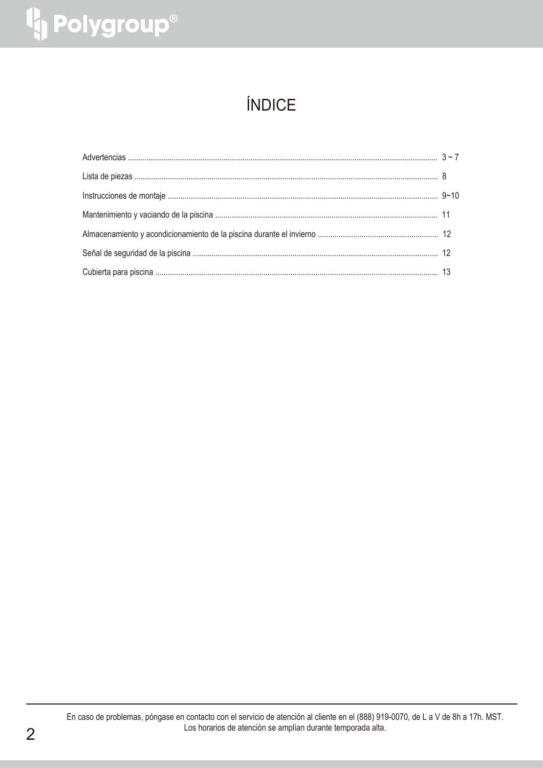# ÍNDICE

| | |
|---|---|
| Advertencias | 3 ~ 7 |
| Lista de piezas | 8 |
| Instrucciones de montaje | 9~10 |
| Mantenimiento y vaciando de la piscina | 11 |
| Almacenamiento y acondicionamiento de la piscina durante el invierno | 12 |
| Señal de seguridad de la piscina | 12 |
| Cubierta para piscina | 13 |

En caso de problemas, póngase en contacto con el servicio de atención al cliente en el (888) 919-0070, de L a V de 8h a 17h. MST. Los horarios de atención se amplían durante temporada alta.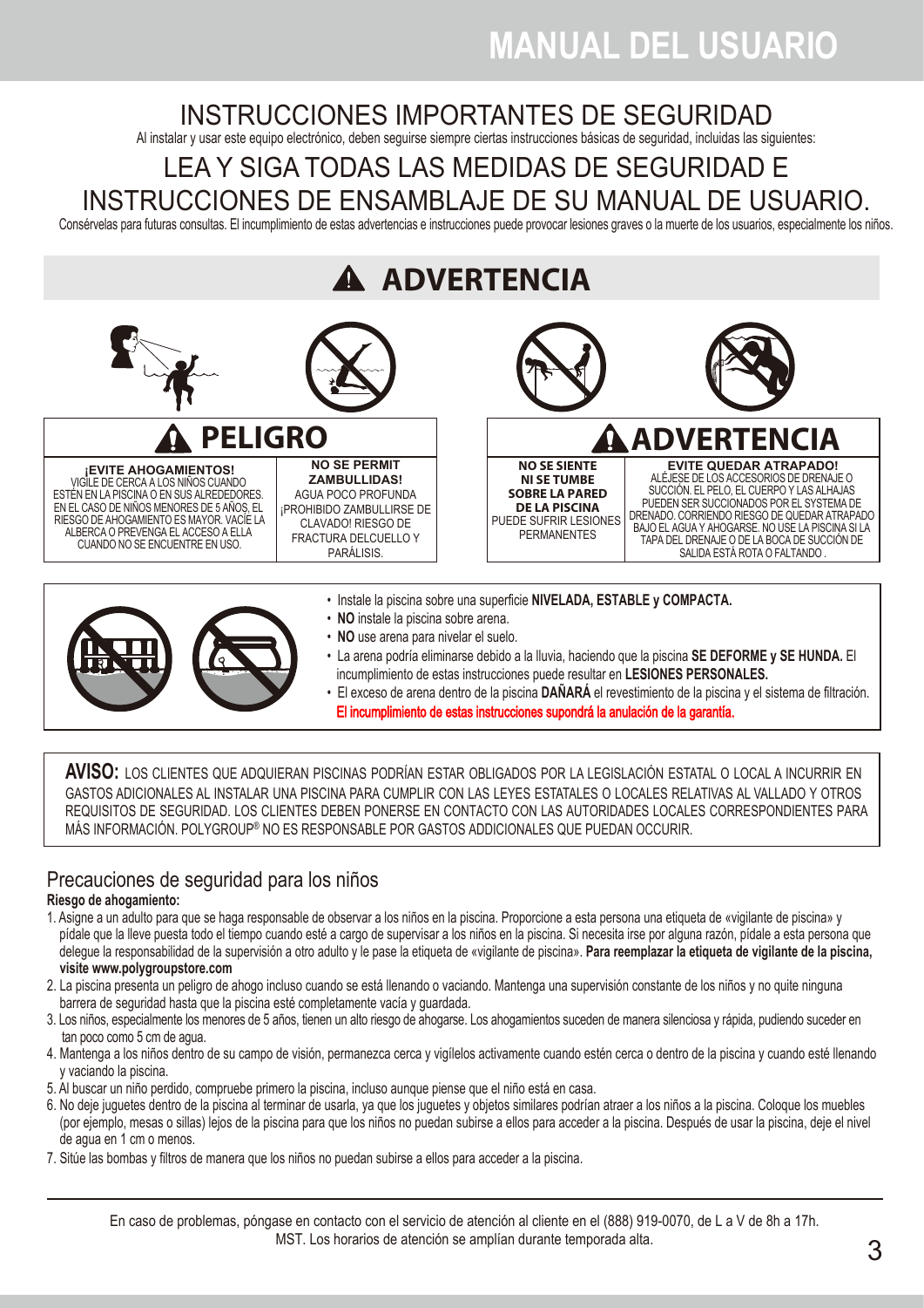# MANUAL DEL USUARIO

## INSTRUCCIONES IMPORTANTES DE SEGURIDAD

Al instalar y usar este equipo electrónico, deben seguirse siempre ciertas instrucciones básicas de seguridad, incluidas las siguientes:

## LEA Y SIGA TODAS LAS MEDIDAS DE SEGURIDAD E INSTRUCCIONES DE ENSAMBLAJE DE SU MANUAL DE USUARIO.

Consérvelas para futuras consultas. El incumplimiento de estas advertencias e instrucciones puede provocar lesiones graves o la muerte de los usuarios, especialmente los niños.

## ⚠ ADVERTENCIA

### ⚠ PELIGRO

**¡EVITE AHOGAMIENTOS!**
VIGILE DE CERCA A LOS NIÑOS CUANDO ESTÉN EN LA PISCINA O EN SUS ALREDEDORES. EN EL CASO DE NIÑOS MENORES DE 5 AÑOS, EL RIESGO DE AHOGAMIENTO ES MAYOR. VACÍE LA ALBERCA O PREVENGA EL ACCESO A ELLA CUANDO NO SE ENCUENTRE EN USO.

**NO SE PERMIT ZAMBULLIDAS!**
AGUA POCO PROFUNDA ¡PROHIBIDO ZAMBULLIRSE DE CLAVADO! RIESGO DE FRACTURA DELCUELLO Y PARÁLISIS.

### ⚠ ADVERTENCIA

**NO SE SIENTE NI SE TUMBE SOBRE LA PARED DE LA PISCINA**
PUEDE SUFRIR LESIONES PERMANENTES

**EVITE QUEDAR ATRAPADO!**
ALÉJESE DE LOS ACCESORIOS DE DRENAJE O SUCCIÓN. EL PELO, EL CUERPO Y LAS ALHAJAS PUEDEN SER SUCCIONADOS POR EL SYSTEMA DE DRENADO. CORRIENDO RIESGO DE QUEDAR ATRAPADO BAJO EL AGUA Y AHOGARSE. NO USE LA PISCINA SI LA TAPA DEL DRENAJE O DE LA BOCA DE SUCCIÓN DE SALIDA ESTÁ ROTA O FALTANDO .

- Instale la piscina sobre una superficie **NIVELADA, ESTABLE y COMPACTA.**
- **NO** instale la piscina sobre arena.
- **NO** use arena para nivelar el suelo.
- La arena podría eliminarse debido a la lluvia, haciendo que la piscina **SE DEFORME y SE HUNDA.** El incumplimiento de estas instrucciones puede resultar en **LESIONES PERSONALES.**
- El exceso de arena dentro de la piscina **DAÑARÁ** el revestimiento de la piscina y el sistema de filtración.

El incumplimiento de estas instrucciones supondrá la anulación de la garantía.

**AVISO:** LOS CLIENTES QUE ADQUIERAN PISCINAS PODRÍAN ESTAR OBLIGADOS POR LA LEGISLACIÓN ESTATAL O LOCAL A INCURRIR EN GASTOS ADICIONALES AL INSTALAR UNA PISCINA PARA CUMPLIR CON LAS LEYES ESTATALES O LOCALES RELATIVAS AL VALLADO Y OTROS REQUISITOS DE SEGURIDAD. LOS CLIENTES DEBEN PONERSE EN CONTACTO CON LAS AUTORIDADES LOCALES CORRESPONDIENTES PARA MÁS INFORMACIÓN. POLYGROUP® NO ES RESPONSABLE POR GASTOS ADICIONALES QUE PUEDAN OCCURIR.

## Precauciones de seguridad para los niños

**Riesgo de ahogamiento:**

1. Asigne a un adulto para que se haga responsable de observar a los niños en la piscina. Proporcione a esta persona una etiqueta de «vigilante de piscina» y pídale que la lleve puesta todo el tiempo cuando esté a cargo de supervisar a los niños en la piscina. Si necesita irse por alguna razón, pídale a esta persona que delegue la responsabilidad de la supervisión a otro adulto y le pase la etiqueta de «vigilante de piscina». **Para reemplazar la etiqueta de vigilante de la piscina, visite www.polygroupstore.com**
2. La piscina presenta un peligro de ahogo incluso cuando se está llenando o vaciando. Mantenga una supervisión constante de los niños y no quite ninguna barrera de seguridad hasta que la piscina esté completamente vacía y guardada.
3. Los niños, especialmente los menores de 5 años, tienen un alto riesgo de ahogarse. Los ahogamientos suceden de manera silenciosa y rápida, pudiendo suceder en tan poco como 5 cm de agua.
4. Mantenga a los niños dentro de su campo de visión, permanezca cerca y vigílelos activamente cuando estén cerca o dentro de la piscina y cuando esté llenando y vaciando la piscina.
5. Al buscar un niño perdido, compruebe primero la piscina, incluso aunque piense que el niño está en casa.
6. No deje juguetes dentro de la piscina al terminar de usarla, ya que los juguetes y objetos similares podrían atraer a los niños a la piscina. Coloque los muebles (por ejemplo, mesas o sillas) lejos de la piscina para que los niños no puedan subirse a ellos para acceder a la piscina. Después de usar la piscina, deje el nivel de agua en 1 cm o menos.
7. Sitúe las bombas y filtros de manera que los niños no puedan subirse a ellos para acceder a la piscina.

En caso de problemas, póngase en contacto con el servicio de atención al cliente en el (888) 919-0070, de L a V de 8h a 17h. MST. Los horarios de atención se amplían durante temporada alta.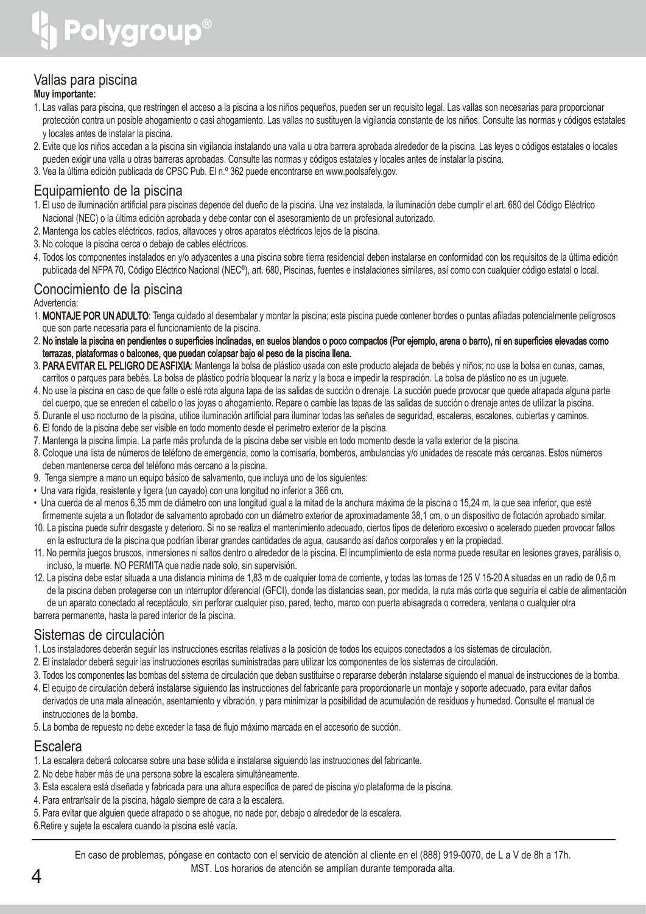## Vallas para piscina

**Muy importante:**

1. Las vallas para piscina, que restringen el acceso a la piscina a los niños pequeños, pueden ser un requisito legal. Las vallas son necesarias para proporcionar protección contra un posible ahogamiento o casi ahogamiento. Las vallas no sustituyen la vigilancia constante de los niños. Consulte las normas y códigos estatales y locales antes de instalar la piscina.
2. Evite que los niños accedan a la piscina sin vigilancia instalando una valla u otra barrera aprobada alrededor de la piscina. Las leyes o códigos estatales o locales pueden exigir una valla u otras barreras aprobadas. Consulte las normas y códigos estatales y locales antes de instalar la piscina.
3. Vea la última edición publicada de CPSC Pub. El n.º 362 puede encontrarse en www.poolsafely.gov.

## Equipamiento de la piscina

1. El uso de iluminación artificial para piscinas depende del dueño de la piscina. Una vez instalada, la iluminación debe cumplir el art. 680 del Código Eléctrico Nacional (NEC) o la última edición aprobada y debe contar con el asesoramiento de un profesional autorizado.
2. Mantenga los cables eléctricos, radios, altavoces y otros aparatos eléctricos lejos de la piscina.
3. No coloque la piscina cerca o debajo de cables eléctricos.
4. Todos los componentes instalados en y/o adyacentes a una piscina sobre tierra residencial deben instalarse en conformidad con los requisitos de la última edición publicada del NFPA 70, Código Eléctrico Nacional (NEC®), art. 680, Piscinas, fuentes e instalaciones similares, así como con cualquier código estatal o local.

## Conocimiento de la piscina

Advertencia:

1. **MONTAJE POR UN ADULTO**: Tenga cuidado al desembalar y montar la piscina; esta piscina puede contener bordes o puntas afiladas potencialmente peligrosos que son parte necesaria para el funcionamiento de la piscina.
2. **No instale la piscina en pendientes o superficies inclinadas, en suelos blandos o poco compactos (Por ejemplo, arena o barro), ni en superficies elevadas como terrazas, plataformas o balcones, que puedan colapsar bajo el peso de la piscina llena.**
3. **PARA EVITAR EL PELIGRO DE ASFIXIA**: Mantenga la bolsa de plástico usada con este producto alejada de bebés y niños; no use la bolsa en cunas, camas, carritos o parques para bebés. La bolsa de plástico podría bloquear la nariz y la boca e impedir la respiración. La bolsa de plástico no es un juguete.
4. No use la piscina en caso de que falte o esté rota alguna tapa de las salidas de succión o drenaje. La succión puede provocar que quede atrapada alguna parte del cuerpo, que se enreden el cabello o las joyas o ahogamiento. Repare o cambie las tapas de las salidas de succión o drenaje antes de utilizar la piscina.
5. Durante el uso nocturno de la piscina, utilice iluminación artificial para iluminar todas las señales de seguridad, escaleras, escalones, cubiertas y caminos.
6. El fondo de la piscina debe ser visible en todo momento desde el perímetro exterior de la piscina.
7. Mantenga la piscina limpia. La parte más profunda de la piscina debe ser visible en todo momento desde la valla exterior de la piscina.
8. Coloque una lista de números de teléfono de emergencia, como la comisaría, bomberos, ambulancias y/o unidades de rescate más cercanas. Estos números deben mantenerse cerca del teléfono más cercano a la piscina.
9. Tenga siempre a mano un equipo básico de salvamento, que incluya uno de los siguientes:
   - Una vara rígida, resistente y ligera (un cayado) con una longitud no inferior a 366 cm.
   - Una cuerda de al menos 6,35 mm de diámetro con una longitud igual a la mitad de la anchura máxima de la piscina o 15,24 m, la que sea inferior, que esté firmemente sujeta a un flotador de salvamento aprobado con un diámetro exterior de aproximadamente 38,1 cm, o un dispositivo de flotación aprobado similar.
10. La piscina puede sufrir desgaste y deterioro. Si no se realiza el mantenimiento adecuado, ciertos tipos de deterioro excesivo o acelerado pueden provocar fallos en la estructura de la piscina que podrían liberar grandes cantidades de agua, causando así daños corporales y en la propiedad.
11. No permita juegos bruscos, inmersiones ni saltos dentro o alrededor de la piscina. El incumplimiento de esta norma puede resultar en lesiones graves, parálisis o, incluso, la muerte. NO PERMITA que nadie nade solo, sin supervisión.
12. La piscina debe estar situada a una distancia mínima de 1,83 m de cualquier toma de corriente, y todas las tomas de 125 V 15-20 A situadas en un radio de 0,6 m de la piscina deben protegerse con un interruptor diferencial (GFCI), donde las distancias sean, por medida, la ruta más corta que seguiría el cable de alimentación de un aparato conectado al receptáculo, sin perforar cualquier piso, pared, techo, marco con puerta abisagrada o corredera, ventana o cualquier otra barrera permanente, hasta la pared interior de la piscina.

## Sistemas de circulación

1. Los instaladores deberán seguir las instrucciones escritas relativas a la posición de todos los equipos conectados a los sistemas de circulación.
2. El instalador deberá seguir las instrucciones escritas suministradas para utilizar los componentes de los sistemas de circulación.
3. Todos los componentes las bombas del sistema de circulación que deban sustituirse o repararse deberán instalarse siguiendo el manual de instrucciones de la bomba.
4. El equipo de circulación deberá instalarse siguiendo las instrucciones del fabricante para proporcionarle un montaje y soporte adecuado, para evitar daños derivados de una mala alineación, asentamiento y vibración, y para minimizar la posibilidad de acumulación de residuos y humedad. Consulte el manual de instrucciones de la bomba.
5. La bomba de repuesto no debe exceder la tasa de flujo máximo marcada en el accesorio de succión.

## Escalera

1. La escalera deberá colocarse sobre una base sólida e instalarse siguiendo las instrucciones del fabricante.
2. No debe haber más de una persona sobre la escalera simultáneamente.
3. Esta escalera está diseñada y fabricada para una altura específica de pared de piscina y/o plataforma de la piscina.
4. Para entrar/salir de la piscina, hágalo siempre de cara a la escalera.
5. Para evitar que alguien quede atrapado o se ahogue, no nade por, debajo o alrededor de la escalera.
6. Retire y sujete la escalera cuando la piscina esté vacía.

En caso de problemas, póngase en contacto con el servicio de atención al cliente en el (888) 919-0070, de L a V de 8h a 17h. MST. Los horarios de atención se amplían durante temporada alta.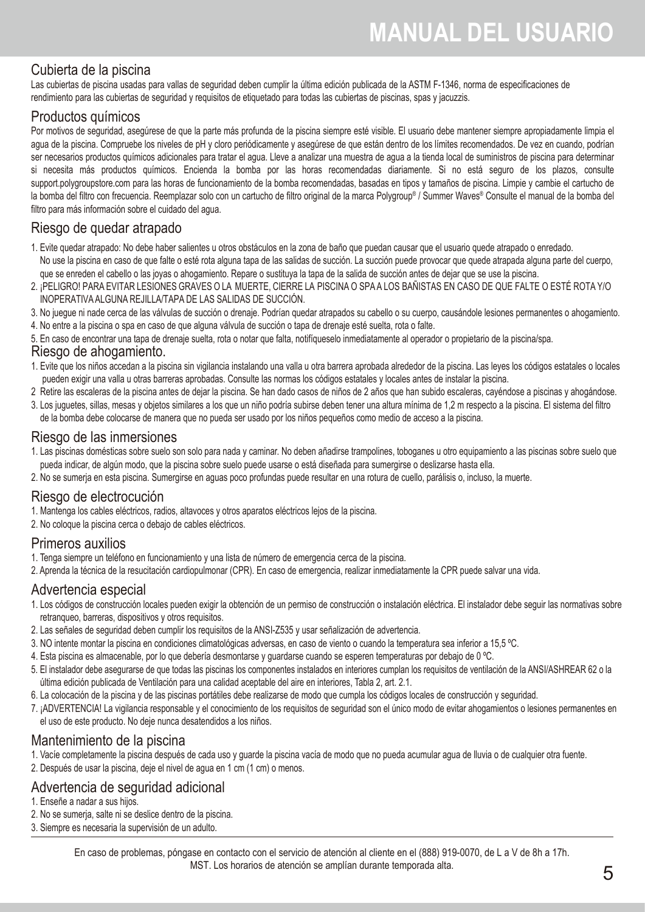## Cubierta de la piscina

Las cubiertas de piscina usadas para vallas de seguridad deben cumplir la última edición publicada de la ASTM F-1346, norma de especificaciones de rendimiento para las cubiertas de seguridad y requisitos de etiquetado para todas las cubiertas de piscinas, spas y jacuzzis.

## Productos químicos

Por motivos de seguridad, asegúrese de que la parte más profunda de la piscina siempre esté visible. El usuario debe mantener siempre apropiadamente limpia el agua de la piscina. Compruebe los niveles de pH y cloro periódicamente y asegúrese de que están dentro de los límites recomendados. De vez en cuando, podrían ser necesarios productos químicos adicionales para tratar el agua. Lleve a analizar una muestra de agua a la tienda local de suministros de piscina para determinar si necesita más productos químicos. Encienda la bomba por las horas recomendadas diariamente. Si no está seguro de los plazos, consulte support.polygroupstore.com para las horas de funcionamiento de la bomba recomendadas, basadas en tipos y tamaños de piscina. Limpie y cambie el cartucho de la bomba del filtro con frecuencia. Reemplazar solo con un cartucho de filtro original de la marca Polygroup® / Summer Waves® Consulte el manual de la bomba del filtro para más información sobre el cuidado del agua.

## Riesgo de quedar atrapado

1. Evite quedar atrapado: No debe haber salientes u otros obstáculos en la zona de baño que puedan causar que el usuario quede atrapado o enredado. No use la piscina en caso de que falte o esté rota alguna tapa de las salidas de succión. La succión puede provocar que quede atrapada alguna parte del cuerpo, que se enreden el cabello o las joyas o ahogamiento. Repare o sustituya la tapa de la salida de succión antes de dejar que se use la piscina.
2. ¡PELIGRO! PARA EVITAR LESIONES GRAVES O LA MUERTE, CIERRE LA PISCINA O SPA A LOS BAÑISTAS EN CASO DE QUE FALTE O ESTÉ ROTA Y/O INOPERATIVA ALGUNA REJILLA/TAPA DE LAS SALIDAS DE SUCCIÓN.
3. No juegue ni nade cerca de las válvulas de succión o drenaje. Podrían quedar atrapados su cabello o su cuerpo, causándole lesiones permanentes o ahogamiento.
4. No entre a la piscina o spa en caso de que alguna válvula de succión o tapa de drenaje esté suelta, rota o falte.
5. En caso de encontrar una tapa de drenaje suelta, rota o notar que falta, notifíqueselo inmediatamente al operador o propietario de la piscina/spa.

## Riesgo de ahogamiento.

1. Evite que los niños accedan a la piscina sin vigilancia instalando una valla u otra barrera aprobada alrededor de la piscina. Las leyes los códigos estatales o locales pueden exigir una valla u otras barreras aprobadas. Consulte las normas los códigos estatales y locales antes de instalar la piscina.
2. Retire las escaleras de la piscina antes de dejar la piscina. Se han dado casos de niños de 2 años que han subido escaleras, cayéndose a piscinas y ahogándose.
3. Los juguetes, sillas, mesas y objetos similares a los que un niño podría subirse deben tener una altura mínima de 1,2 m respecto a la piscina. El sistema del filtro de la bomba debe colocarse de manera que no pueda ser usado por los niños pequeños como medio de acceso a la piscina.

## Riesgo de las inmersiones

1. Las piscinas domésticas sobre suelo son solo para nada y caminar. No deben añadirse trampolines, toboganes u otro equipamiento a las piscinas sobre suelo que pueda indicar, de algún modo, que la piscina sobre suelo puede usarse o está diseñada para sumergirse o deslizarse hasta ella.
2. No se sumerja en esta piscina. Sumergirse en aguas poco profundas puede resultar en una rotura de cuello, parálisis o, incluso, la muerte.

## Riesgo de electrocución

1. Mantenga los cables eléctricos, radios, altavoces y otros aparatos eléctricos lejos de la piscina.
2. No coloque la piscina cerca o debajo de cables eléctricos.

## Primeros auxilios

1. Tenga siempre un teléfono en funcionamiento y una lista de número de emergencia cerca de la piscina.
2. Aprenda la técnica de la resucitación cardiopulmonar (CPR). En caso de emergencia, realizar inmediatamente la CPR puede salvar una vida.

## Advertencia especial

1. Los códigos de construcción locales pueden exigir la obtención de un permiso de construcción o instalación eléctrica. El instalador debe seguir las normativas sobre retranqueo, barreras, dispositivos y otros requisitos.
2. Las señales de seguridad deben cumplir los requisitos de la ANSI-Z535 y usar señalización de advertencia.
3. NO intente montar la piscina en condiciones climatológicas adversas, en caso de viento o cuando la temperatura sea inferior a 15,5 ºC.
4. Esta piscina es almacenable, por lo que debería desmontarse y guardarse cuando se esperen temperaturas por debajo de 0 ºC.
5. El instalador debe asegurarse de que todas las piscinas los componentes instalados en interiores cumplan los requisitos de ventilación de la ANSI/ASHREAR 62 o la última edición publicada de Ventilación para una calidad aceptable del aire en interiores, Tabla 2, art. 2.1.
6. La colocación de la piscina y de las piscinas portátiles debe realizarse de modo que cumpla los códigos locales de construcción y seguridad.
7. ¡ADVERTENCIA! La vigilancia responsable y el conocimiento de los requisitos de seguridad son el único modo de evitar ahogamientos o lesiones permanentes en el uso de este producto. No deje nunca desatendidos a los niños.

## Mantenimiento de la piscina

1. Vacíe completamente la piscina después de cada uso y guarde la piscina vacía de modo que no pueda acumular agua de lluvia o de cualquier otra fuente.
2. Después de usar la piscina, deje el nivel de agua en 1 cm (1 cm) o menos.

## Advertencia de seguridad adicional

1. Enseñe a nadar a sus hijos.
2. No se sumerja, salte ni se deslice dentro de la piscina.
3. Siempre es necesaria la supervisión de un adulto.

En caso de problemas, póngase en contacto con el servicio de atención al cliente en el (888) 919-0070, de L a V de 8h a 17h. MST. Los horarios de atención se amplían durante temporada alta.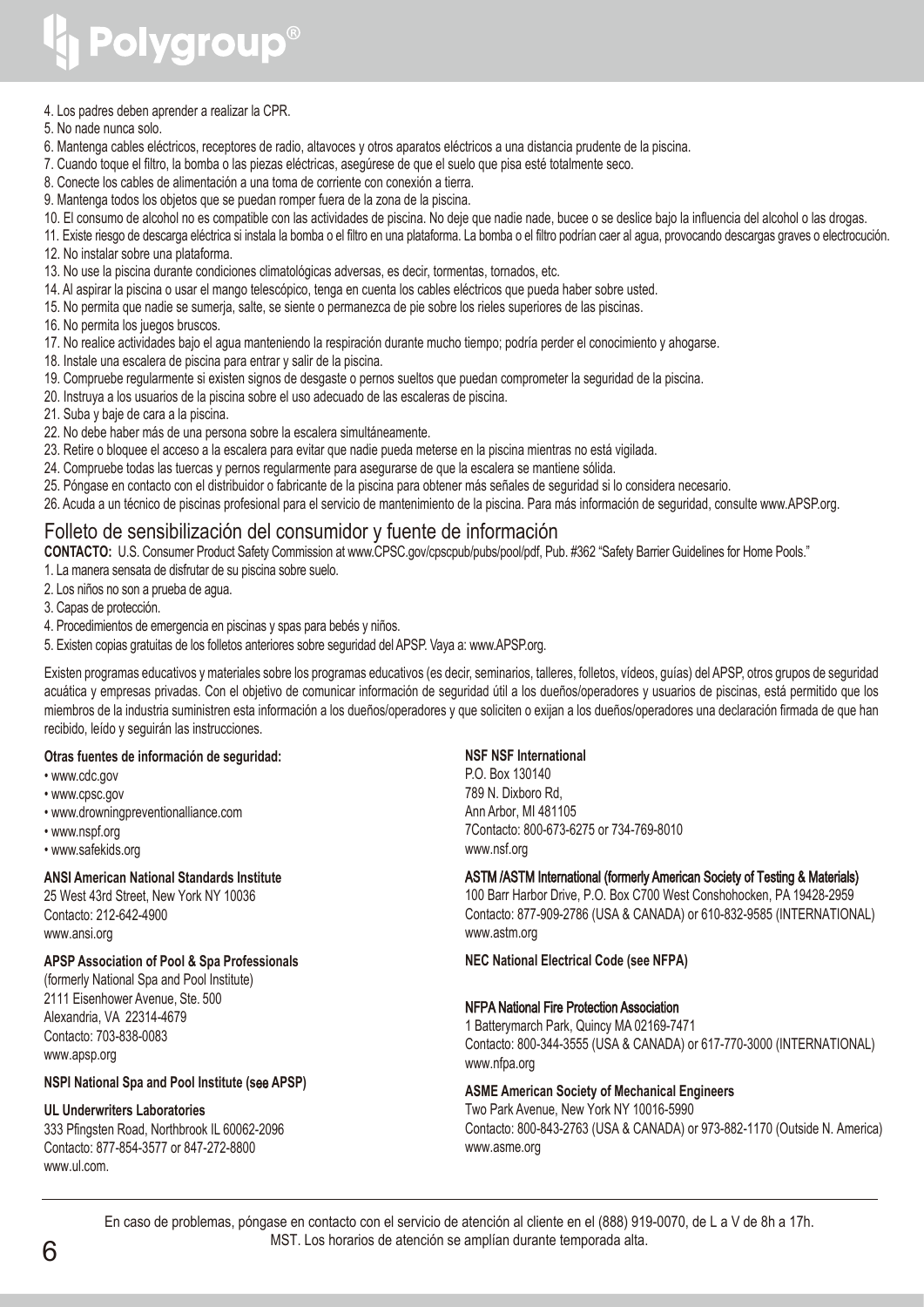4. Los padres deben aprender a realizar la CPR.
5. No nade nunca solo.
6. Mantenga cables eléctricos, receptores de radio, altavoces y otros aparatos eléctricos a una distancia prudente de la piscina.
7. Cuando toque el filtro, la bomba o las piezas eléctricas, asegúrese de que el suelo que pisa esté totalmente seco.
8. Conecte los cables de alimentación a una toma de corriente con conexión a tierra.
9. Mantenga todos los objetos que se puedan romper fuera de la zona de la piscina.
10. El consumo de alcohol no es compatible con las actividades de piscina. No deje que nadie nade, bucee o se deslice bajo la influencia del alcohol o las drogas.
11. Existe riesgo de descarga eléctrica si instala la bomba o el filtro en una plataforma. La bomba o el filtro podrían caer al agua, provocando descargas graves o electrocución.
12. No instalar sobre una plataforma.
13. No use la piscina durante condiciones climatológicas adversas, es decir, tormentas, tornados, etc.
14. Al aspirar la piscina o usar el mango telescópico, tenga en cuenta los cables eléctricos que pueda haber sobre usted.
15. No permita que nadie se sumerja, salte, se siente o permanezca de pie sobre los rieles superiores de las piscinas.
16. No permita los juegos bruscos.
17. No realice actividades bajo el agua manteniendo la respiración durante mucho tiempo; podría perder el conocimiento y ahogarse.
18. Instale una escalera de piscina para entrar y salir de la piscina.
19. Compruebe regularmente si existen signos de desgaste o pernos sueltos que puedan comprometer la seguridad de la piscina.
20. Instruya a los usuarios de la piscina sobre el uso adecuado de las escaleras de piscina.
21. Suba y baje de cara a la piscina.
22. No debe haber más de una persona sobre la escalera simultáneamente.
23. Retire o bloquee el acceso a la escalera para evitar que nadie pueda meterse en la piscina mientras no está vigilada.
24. Compruebe todas las tuercas y pernos regularmente para asegurarse de que la escalera se mantiene sólida.
25. Póngase en contacto con el distribuidor o fabricante de la piscina para obtener más señales de seguridad si lo considera necesario.
26. Acuda a un técnico de piscinas profesional para el servicio de mantenimiento de la piscina. Para más información de seguridad, consulte www.APSP.org.

## Folleto de sensibilización del consumidor y fuente de información

**CONTACTO:** U.S. Consumer Product Safety Commission at www.CPSC.gov/cpscpub/pubs/pool/pdf, Pub. #362 "Safety Barrier Guidelines for Home Pools."

1. La manera sensata de disfrutar de su piscina sobre suelo.
2. Los niños no son a prueba de agua.
3. Capas de protección.
4. Procedimientos de emergencia en piscinas y spas para bebés y niños.
5. Existen copias gratuitas de los folletos anteriores sobre seguridad del APSP. Vaya a: www.APSP.org.

Existen programas educativos y materiales sobre los programas educativos (es decir, seminarios, talleres, folletos, vídeos, guías) del APSP, otros grupos de seguridad acuática y empresas privadas. Con el objetivo de comunicar información de seguridad útil a los dueños/operadores y usuarios de piscinas, está permitido que los miembros de la industria suministren esta información a los dueños/operadores y que soliciten o exijan a los dueños/operadores una declaración firmada de que han recibido, leído y seguirán las instrucciones.

**Otras fuentes de información de seguridad:**

- www.cdc.gov
- www.cpsc.gov
- www.drowningpreventionalliance.com
- www.nspf.org
- www.safekids.org

**ANSI American National Standards Institute**
25 West 43rd Street, New York NY 10036
Contacto: 212-642-4900
www.ansi.org

**APSP Association of Pool & Spa Professionals**
(formerly National Spa and Pool Institute)
2111 Eisenhower Avenue, Ste. 500
Alexandria, VA 22314-4679
Contacto: 703-838-0083
www.apsp.org

**NSPI National Spa and Pool Institute (see APSP)**

**UL Underwriters Laboratories**
333 Pfingsten Road, Northbrook IL 60062-2096
Contacto: 877-854-3577 or 847-272-8800
www.ul.com.

**NSF NSF International**
P.O. Box 130140
789 N. Dixboro Rd,
Ann Arbor, MI 481105
7Contacto: 800-673-6275 or 734-769-8010
www.nsf.org

**ASTM /ASTM International (formerly American Society of Testing & Materials)**
100 Barr Harbor Drive, P.O. Box C700 West Conshohocken, PA 19428-2959
Contacto: 877-909-2786 (USA & CANADA) or 610-832-9585 (INTERNATIONAL)
www.astm.org

**NEC National Electrical Code (see NFPA)**

**NFPA National Fire Protection Association**
1 Batterymarch Park, Quincy MA 02169-7471
Contacto: 800-344-3555 (USA & CANADA) or 617-770-3000 (INTERNATIONAL)
www.nfpa.org

**ASME American Society of Mechanical Engineers**
Two Park Avenue, New York NY 10016-5990
Contacto: 800-843-2763 (USA & CANADA) or 973-882-1170 (Outside N. America)
www.asme.org

En caso de problemas, póngase en contacto con el servicio de atención al cliente en el (888) 919-0070, de L a V de 8h a 17h. MST. Los horarios de atención se amplían durante temporada alta.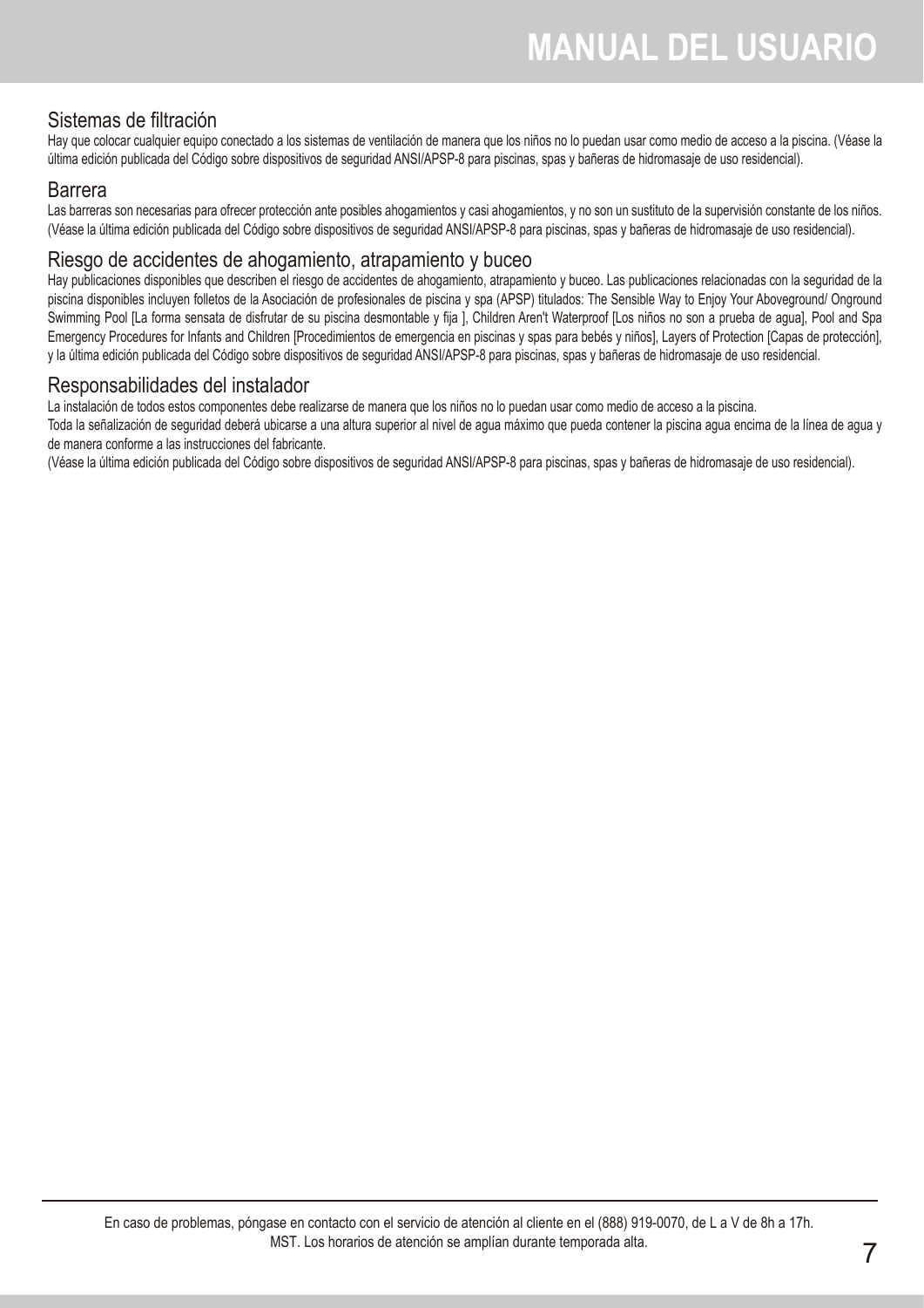## Sistemas de filtración

Hay que colocar cualquier equipo conectado a los sistemas de ventilación de manera que los niños no lo puedan usar como medio de acceso a la piscina. (Véase la última edición publicada del Código sobre dispositivos de seguridad ANSI/APSP-8 para piscinas, spas y bañeras de hidromasaje de uso residencial).

## Barrera

Las barreras son necesarias para ofrecer protección ante posibles ahogamientos y casi ahogamientos, y no son un sustituto de la supervisión constante de los niños. (Véase la última edición publicada del Código sobre dispositivos de seguridad ANSI/APSP-8 para piscinas, spas y bañeras de hidromasaje de uso residencial).

## Riesgo de accidentes de ahogamiento, atrapamiento y buceo

Hay publicaciones disponibles que describen el riesgo de accidentes de ahogamiento, atrapamiento y buceo. Las publicaciones relacionadas con la seguridad de la piscina disponibles incluyen folletos de la Asociación de profesionales de piscina y spa (APSP) titulados: The Sensible Way to Enjoy Your Aboveground/ Onground Swimming Pool [La forma sensata de disfrutar de su piscina desmontable y fija ], Children Aren't Waterproof [Los niños no son a prueba de agua], Pool and Spa Emergency Procedures for Infants and Children [Procedimientos de emergencia en piscinas y spas para bebés y niños], Layers of Protection [Capas de protección], y la última edición publicada del Código sobre dispositivos de seguridad ANSI/APSP-8 para piscinas, spas y bañeras de hidromasaje de uso residencial.

## Responsabilidades del instalador

La instalación de todos estos componentes debe realizarse de manera que los niños no lo puedan usar como medio de acceso a la piscina.

Toda la señalización de seguridad deberá ubicarse a una altura superior al nivel de agua máximo que pueda contener la piscina agua encima de la línea de agua y de manera conforme a las instrucciones del fabricante.

(Véase la última edición publicada del Código sobre dispositivos de seguridad ANSI/APSP-8 para piscinas, spas y bañeras de hidromasaje de uso residencial).

En caso de problemas, póngase en contacto con el servicio de atención al cliente en el (888) 919-0070, de L a V de 8h a 17h. MST. Los horarios de atención se amplían durante temporada alta.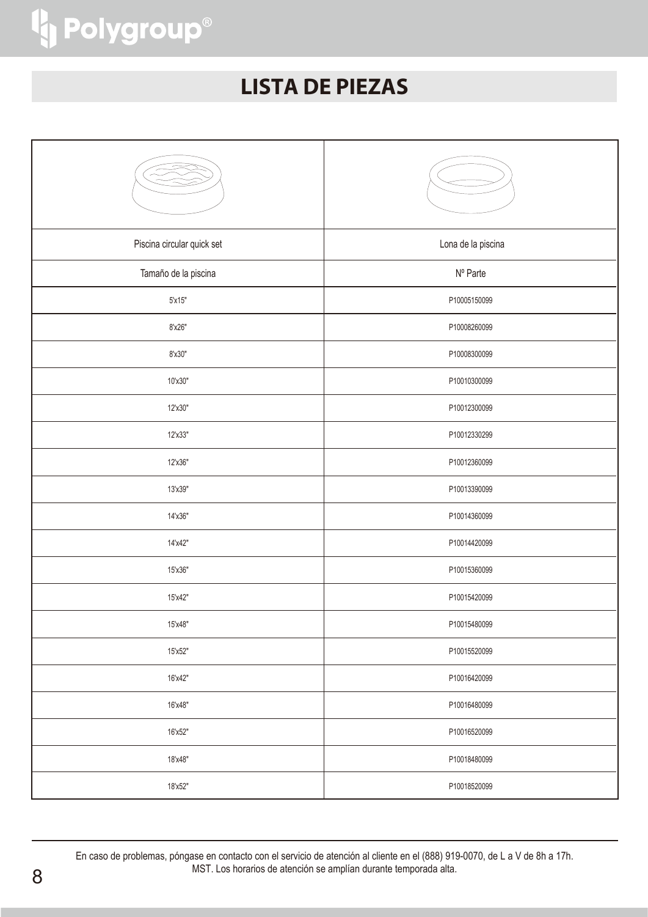# LISTA DE PIEZAS

| Piscina circular quick set | Lona de la piscina |
|---|---|
| Tamaño de la piscina | Nº Parte |
| 5'x15" | P10005150099 |
| 8'x26" | P10008260099 |
| 8'x30" | P10008300099 |
| 10'x30" | P10010300099 |
| 12'x30" | P10012300099 |
| 12'x33" | P10012330299 |
| 12'x36" | P10012360099 |
| 13'x39" | P10013390099 |
| 14'x36" | P10014360099 |
| 14'x42" | P10014420099 |
| 15'x36" | P10015360099 |
| 15'x42" | P10015420099 |
| 15'x48" | P10015480099 |
| 15'x52" | P10015520099 |
| 16'x42" | P10016420099 |
| 16'x48" | P10016480099 |
| 16'x52" | P10016520099 |
| 18'x48" | P10018480099 |
| 18'x52" | P10018520099 |

En caso de problemas, póngase en contacto con el servicio de atención al cliente en el (888) 919-0070, de L a V de 8h a 17h. MST. Los horarios de atención se amplían durante temporada alta.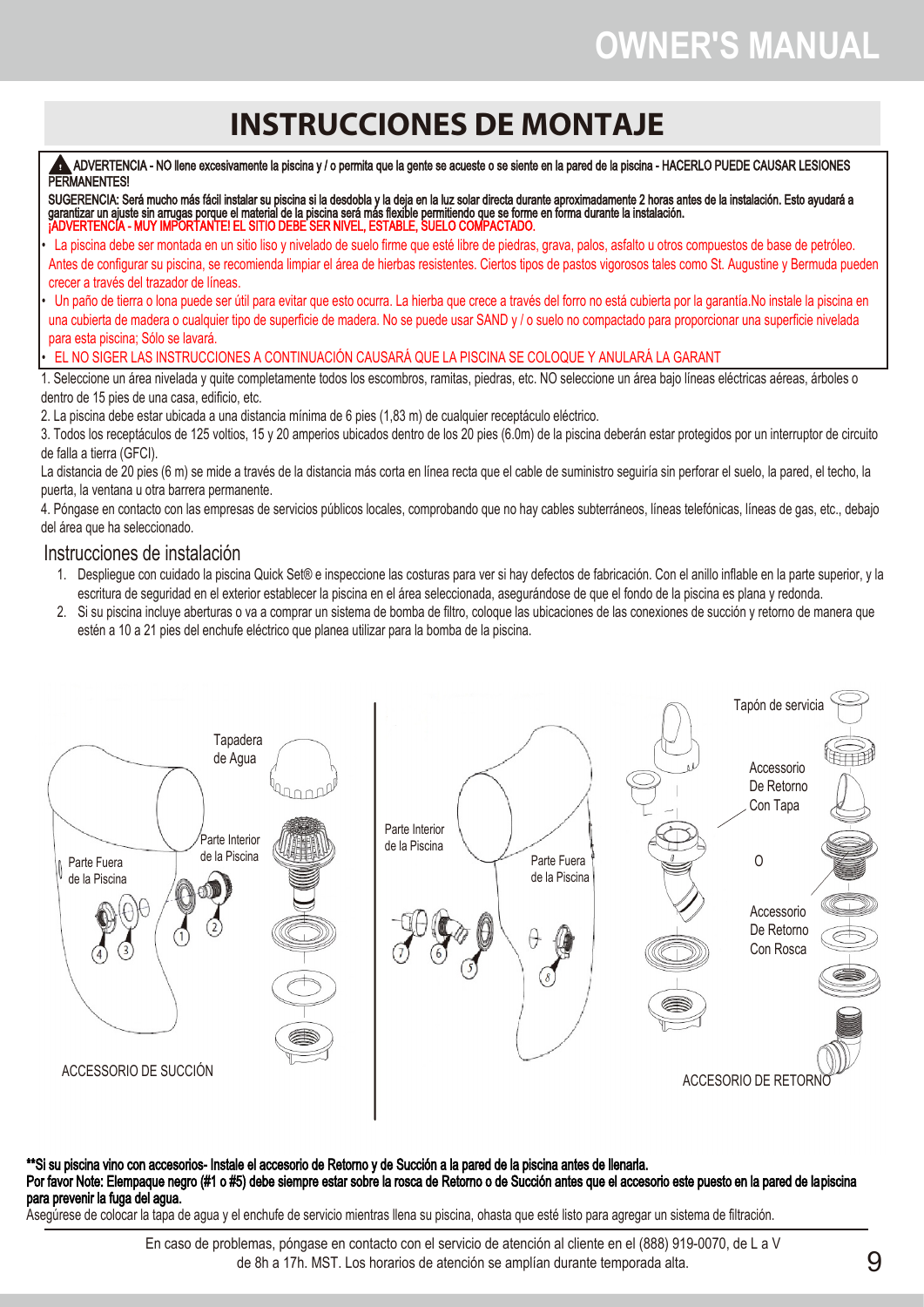# INSTRUCCIONES DE MONTAJE

⚠ ADVERTENCIA - NO llene excesivamente la piscina y / o permita que la gente se acueste o se siente en la pared de la piscina - HACERLO PUEDE CAUSAR LESIONES PERMANENTES!

SUGERENCIA: Será mucho más fácil instalar su piscina si la desdobla y la deja en la luz solar directa durante aproximadamente 2 horas antes de la instalación. Esto ayudará a garantizar un ajuste sin arrugas porque el material de la piscina será más flexible permitiendo que se forme en forma durante la instalación.

¡ADVERTENCIA - MUY IMPORTANTE! EL SITIO DEBE SER NIVEL, ESTABLE, SUELO COMPACTADO.

- La piscina debe ser montada en un sitio liso y nivelado de suelo firme que esté libre de piedras, grava, palos, asfalto u otros compuestos de base de petróleo. Antes de configurar su piscina, se recomienda limpiar el área de hierbas resistentes. Ciertos tipos de pastos vigorosos tales como St. Augustine y Bermuda pueden crecer a través del trazador de líneas.
- Un paño de tierra o lona puede ser útil para evitar que esto ocurra. La hierba que crece a través del forro no está cubierta por la garantía.No instale la piscina en una cubierta de madera o cualquier tipo de superficie de madera. No se puede usar SAND y / o suelo no compactado para proporcionar una superficie nivelada para esta piscina; Sólo se lavará.
- EL NO SIGER LAS INSTRUCCIONES A CONTINUACIÓN CAUSARÁ QUE LA PISCINA SE COLOQUE Y ANULARÁ LA GARANT

1. Seleccione un área nivelada y quite completamente todos los escombros, ramitas, piedras, etc. NO seleccione un área bajo líneas eléctricas aéreas, árboles o dentro de 15 pies de una casa, edificio, etc.
2. La piscina debe estar ubicada a una distancia mínima de 6 pies (1,83 m) de cualquier receptáculo eléctrico.
3. Todos los receptáculos de 125 voltios, 15 y 20 amperios ubicados dentro de los 20 pies (6.0m) de la piscina deberán estar protegidos por un interruptor de circuito de falla a tierra (GFCI).

La distancia de 20 pies (6 m) se mide a través de la distancia más corta en línea recta que el cable de suministro seguiría sin perforar el suelo, la pared, el techo, la puerta, la ventana u otra barrera permanente.

4. Póngase en contacto con las empresas de servicios públicos locales, comprobando que no hay cables subterráneos, líneas telefónicas, líneas de gas, etc., debajo del área que ha seleccionado.

## Instrucciones de instalación

1. Despliegue con cuidado la piscina Quick Set® e inspeccione las costuras para ver si hay defectos de fabricación. Con el anillo inflable en la parte superior, y la escritura de seguridad en el exterior establecer la piscina en el área seleccionada, asegurándose de que el fondo de la piscina es plana y redonda.
2. Si su piscina incluye aberturas o va a comprar un sistema de bomba de filtro, coloque las ubicaciones de las conexiones de succión y retorno de manera que estén a 10 a 21 pies del enchufe eléctrico que planea utilizar para la bomba de la piscina.

Tapadera de Agua · Parte Interior de la Piscina · Parte Fuera de la Piscina · 1 · 2 · 3 · 4

ACCESORIO DE SUCCIÓN

Parte Interior de la Piscina · Parte Fuera de la Piscina · 5 · 6 · 7 · 8 · Tapón de servicia · Accessorio De Retorno Con Tapa · O · Accessorio De Retorno Con Rosca

ACCESORIO DE RETORNO

**\*\*Si su piscina vino con accesorios- Instale el accesorio de Retorno y de Succión a la pared de la piscina antes de llenarla.**
**Por favor Note: Elempaque negro (#1 o #5) debe siempre estar sobre la rosca de Retorno o de Succión antes que el accesorio este puesto en la pared de lapiscina para prevenir la fuga del agua.**

Asegúrese de colocar la tapa de agua y el enchufe de servicio mientras llena su piscina, ohasta que esté listo para agregar un sistema de filtración.

En caso de problemas, póngase en contacto con el servicio de atención al cliente en el (888) 919-0070, de L a V de 8h a 17h. MST. Los horarios de atención se amplían durante temporada alta.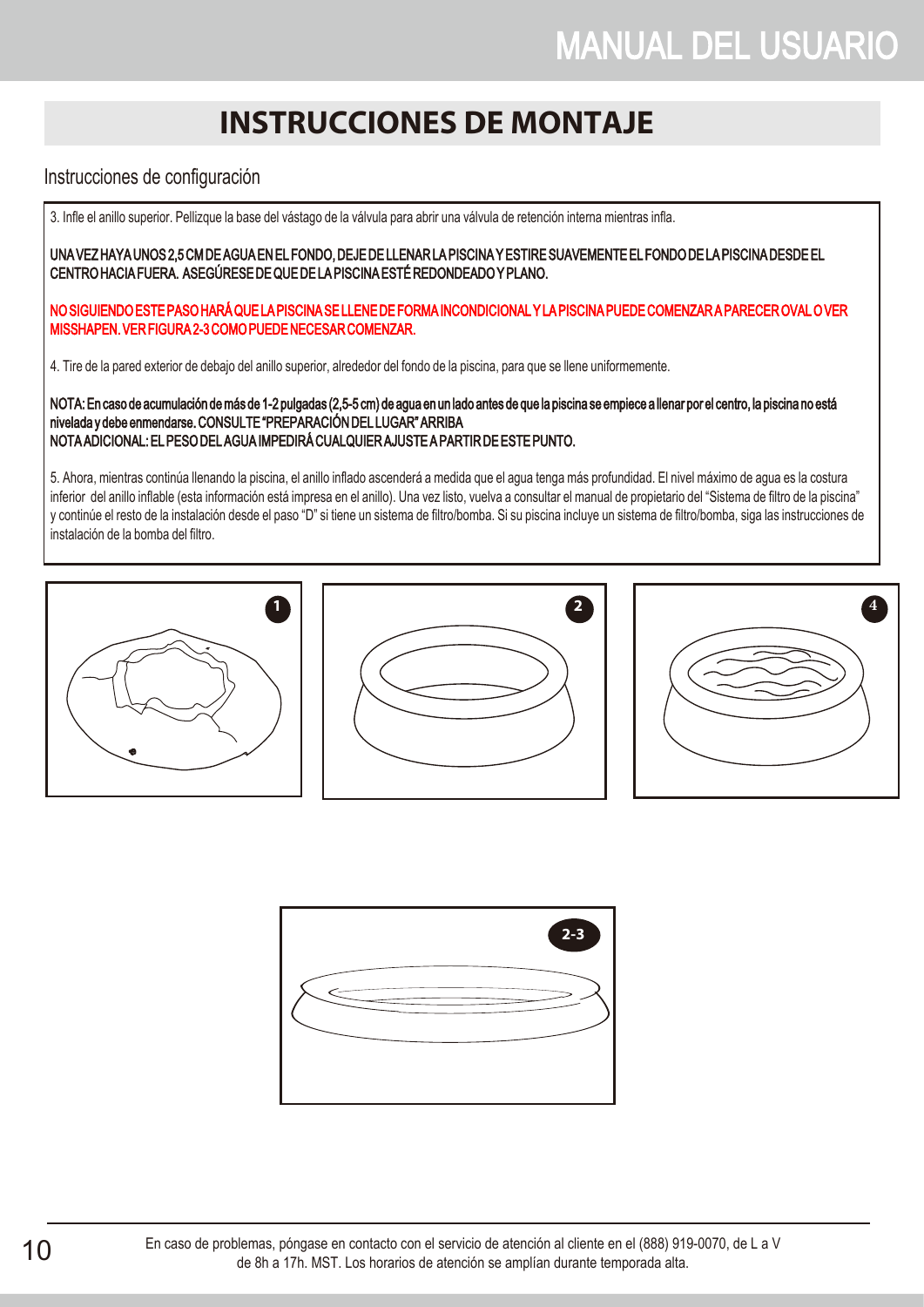# INSTRUCCIONES DE MONTAJE

Instrucciones de configuración

3. Infle el anillo superior. Pellizque la base del vástago de la válvula para abrir una válvula de retención interna mientras infla.

**UNA VEZ HAYA UNOS 2,5 CM DE AGUA EN EL FONDO, DEJE DE LLENAR LA PISCINA Y ESTIRE SUAVEMENTE EL FONDO DE LA PISCINA DESDE EL CENTRO HACIA FUERA. ASEGÚRESE DE QUE DE LA PISCINA ESTÉ REDONDEADO Y PLANO.**

**NO SIGUIENDO ESTE PASO HARÁ QUE LA PISCINA SE LLENE DE FORMA INCONDICIONAL Y LA PISCINA PUEDE COMENZAR A PARECER OVAL O VER MISSHAPEN. VER FIGURA 2-3 COMO PUEDE NECESAR COMENZAR.**

4. Tire de la pared exterior de debajo del anillo superior, alrededor del fondo de la piscina, para que se llene uniformemente.

**NOTA: En caso de acumulación de más de 1-2 pulgadas (2,5-5 cm) de agua en un lado antes de que la piscina se empiece a llenar por el centro, la piscina no está nivelada y debe enmendarse. CONSULTE "PREPARACIÓN DEL LUGAR" ARRIBA**
**NOTA ADICIONAL: EL PESO DEL AGUA IMPEDIRÁ CUALQUIER AJUSTE A PARTIR DE ESTE PUNTO.**

5. Ahora, mientras continúa llenando la piscina, el anillo inflado ascenderá a medida que el agua tenga más profundidad. El nivel máximo de agua es la costura inferior del anillo inflable (esta información está impresa en el anillo). Una vez listo, vuelva a consultar el manual de propietario del "Sistema de filtro de la piscina" y continúe el resto de la instalación desde el paso "D" si tiene un sistema de filtro/bomba. Si su piscina incluye un sistema de filtro/bomba, siga las instrucciones de instalación de la bomba del filtro.

1

2

4

2-3

En caso de problemas, póngase en contacto con el servicio de atención al cliente en el (888) 919-0070, de L a V de 8h a 17h. MST. Los horarios de atención se amplían durante temporada alta.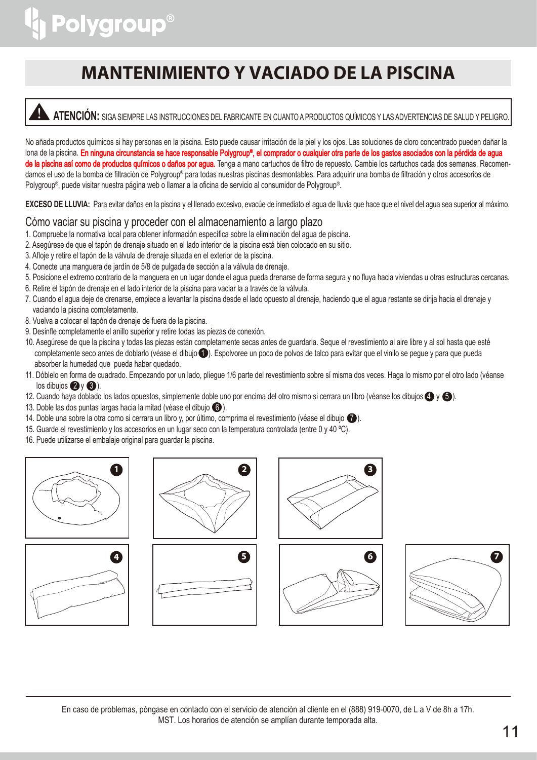# MANTENIMIENTO Y VACIADO DE LA PISCINA

**⚠ ATENCIÓN:** SIGA SIEMPRE LAS INSTRUCCIONES DEL FABRICANTE EN CUANTO A PRODUCTOS QUÍMICOS Y LAS ADVERTENCIAS DE SALUD Y PELIGRO.

No añada productos químicos si hay personas en la piscina. Esto puede causar irritación de la piel y los ojos. Las soluciones de cloro concentrado pueden dañar la lona de la piscina. **En ninguna circunstancia se hace responsable Polygroup®, el comprador o cualquier otra parte de los gastos asociados con la pérdida de agua de la piscina así como de productos químicos o daños por agua.** Tenga a mano cartuchos de filtro de repuesto. Cambie los cartuchos cada dos semanas. Recomendamos el uso de la bomba de filtración de Polygroup® para todas nuestras piscinas desmontables. Para adquirir una bomba de filtración y otros accesorios de Polygroup®, puede visitar nuestra página web o llamar a la oficina de servicio al consumidor de Polygroup®.

**EXCESO DE LLUVIA:** Para evitar daños en la piscina y el llenado excesivo, evacúe de inmediato el agua de lluvia que hace que el nivel del agua sea superior al máximo.

## Cómo vaciar su piscina y proceder con el almacenamiento a largo plazo

1. Compruebe la normativa local para obtener información específica sobre la eliminación del agua de piscina.
2. Asegúrese de que el tapón de drenaje situado en el lado interior de la piscina está bien colocado en su sitio.
3. Afloje y retire el tapón de la válvula de drenaje situada en el exterior de la piscina.
4. Conecte una manguera de jardín de 5/8 de pulgada de sección a la válvula de drenaje.
5. Posicione el extremo contrario de la manguera en un lugar donde el agua pueda drenarse de forma segura y no fluya hacia viviendas u otras estructuras cercanas.
6. Retire el tapón de drenaje en el lado interior de la piscina para vaciar la a través de la válvula.
7. Cuando el agua deje de drenarse, empiece a levantar la piscina desde el lado opuesto al drenaje, haciendo que el agua restante se dirija hacia el drenaje y vaciando la piscina completamente.
8. Vuelva a colocar el tapón de drenaje de fuera de la piscina.
9. Desinfle completamente el anillo superior y retire todas las piezas de conexión.
10. Asegúrese de que la piscina y todas las piezas están completamente secas antes de guardarla. Seque el revestimiento al aire libre y al sol hasta que esté completamente seco antes de doblarlo (véase el dibujo 1). Espolvoree un poco de polvos de talco para evitar que el vinilo se pegue y para que pueda absorber la humedad que pueda haber quedado.
11. Dóblelo en forma de cuadrado. Empezando por un lado, pliegue 1/6 parte del revestimiento sobre sí misma dos veces. Haga lo mismo por el otro lado (véanse los dibujos 2 y 3).
12. Cuando haya doblado los lados opuestos, simplemente doble uno por encima del otro mismo si cerrara un libro (véanse los dibujos 4 y 5).
13. Doble las dos puntas largas hacia la mitad (véase el dibujo 6).
14. Doble una sobre la otra como si cerrara un libro y, por último, comprima el revestimiento (véase el dibujo 7).
15. Guarde el revestimiento y los accesorios en un lugar seco con la temperatura controlada (entre 0 y 40 ºC).
16. Puede utilizarse el embalaje original para guardar la piscina.

En caso de problemas, póngase en contacto con el servicio de atención al cliente en el (888) 919-0070, de L a V de 8h a 17h. MST. Los horarios de atención se amplían durante temporada alta.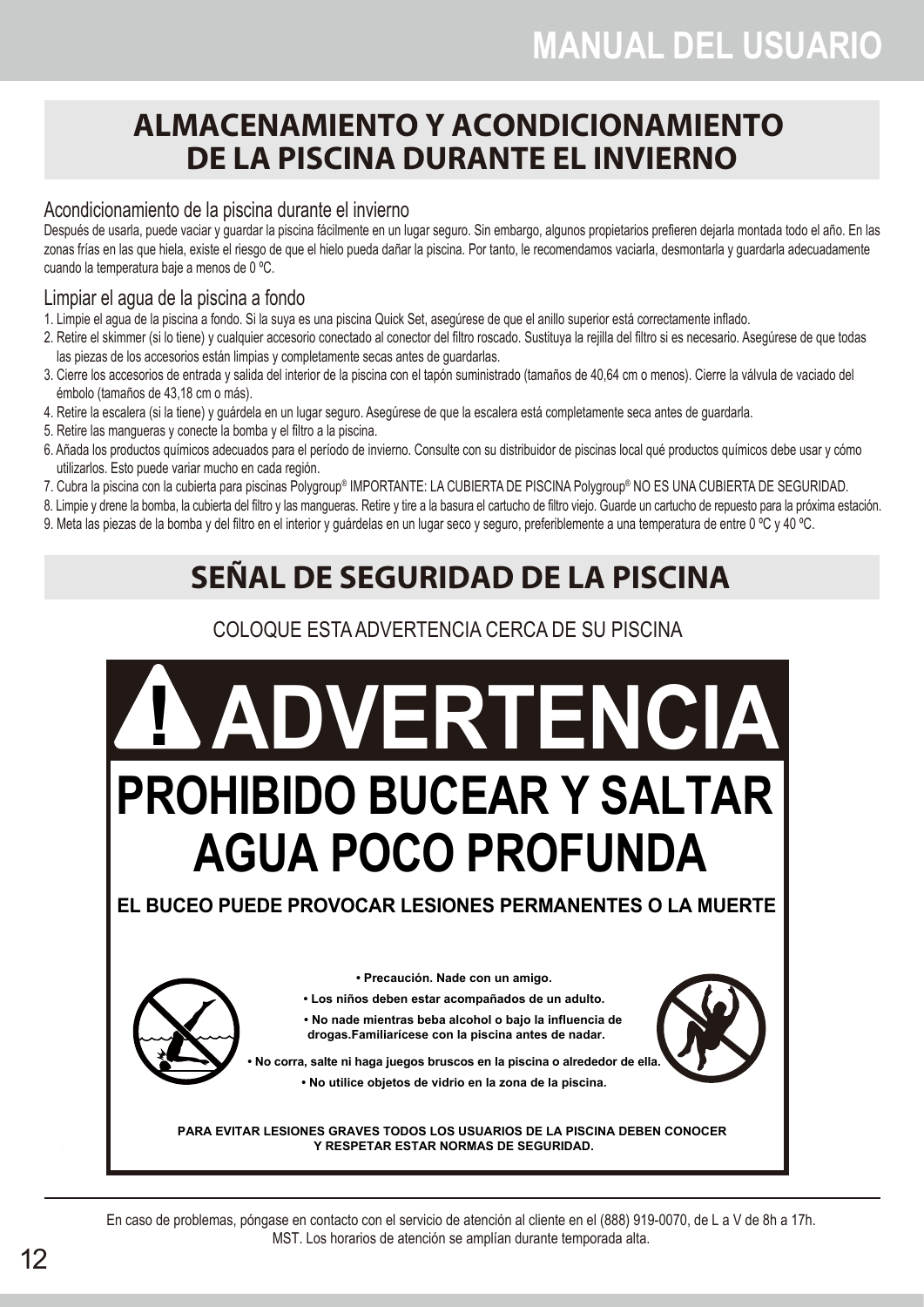# ALMACENAMIENTO Y ACONDICIONAMIENTO DE LA PISCINA DURANTE EL INVIERNO

### Acondicionamiento de la piscina durante el invierno

Después de usarla, puede vaciar y guardar la piscina fácilmente en un lugar seguro. Sin embargo, algunos propietarios prefieren dejarla montada todo el año. En las zonas frías en las que hiela, existe el riesgo de que el hielo pueda dañar la piscina. Por tanto, le recomendamos vaciarla, desmontarla y guardarla adecuadamente cuando la temperatura baje a menos de 0 ºC.

### Limpiar el agua de la piscina a fondo

1. Limpie el agua de la piscina a fondo. Si la suya es una piscina Quick Set, asegúrese de que el anillo superior está correctamente inflado.
2. Retire el skimmer (si lo tiene) y cualquier accesorio conectado al conector del filtro roscado. Sustituya la rejilla del filtro si es necesario. Asegúrese de que todas las piezas de los accesorios están limpias y completamente secas antes de guardarlas.
3. Cierre los accesorios de entrada y salida del interior de la piscina con el tapón suministrado (tamaños de 40,64 cm o menos). Cierre la válvula de vaciado del émbolo (tamaños de 43,18 cm o más).
4. Retire la escalera (si la tiene) y guárdela en un lugar seguro. Asegúrese de que la escalera está completamente seca antes de guardarla.
5. Retire las mangueras y conecte la bomba y el filtro a la piscina.
6. Añada los productos químicos adecuados para el período de invierno. Consulte con su distribuidor de piscinas local qué productos químicos debe usar y cómo utilizarlos. Esto puede variar mucho en cada región.
7. Cubra la piscina con la cubierta para piscinas Polygroup® IMPORTANTE: LA CUBIERTA DE PISCINA Polygroup® NO ES UNA CUBIERTA DE SEGURIDAD.
8. Limpie y drene la bomba, la cubierta del filtro y las mangueras. Retire y tire a la basura el cartucho de filtro viejo. Guarde un cartucho de repuesto para la próxima estación.
9. Meta las piezas de la bomba y del filtro en el interior y guárdelas en un lugar seco y seguro, preferiblemente a una temperatura de entre 0 ºC y 40 ºC.

# SEÑAL DE SEGURIDAD DE LA PISCINA

COLOQUE ESTA ADVERTENCIA CERCA DE SU PISCINA

## ⚠ ADVERTENCIA

## PROHIBIDO BUCEAR Y SALTAR
## AGUA POCO PROFUNDA

**EL BUCEO PUEDE PROVOCAR LESIONES PERMANENTES O LA MUERTE**

- **Precaución. Nade con un amigo.**
- **Los niños deben estar acompañados de un adulto.**
- **No nade mientras beba alcohol o bajo la influencia de drogas.Familiarícese con la piscina antes de nadar.**
- **No corra, salte ni haga juegos bruscos en la piscina o alrededor de ella.**
- **No utilice objetos de vidrio en la zona de la piscina.**

**PARA EVITAR LESIONES GRAVES TODOS LOS USUARIOS DE LA PISCINA DEBEN CONOCER Y RESPETAR ESTAR NORMAS DE SEGURIDAD.**

En caso de problemas, póngase en contacto con el servicio de atención al cliente en el (888) 919-0070, de L a V de 8h a 17h. MST. Los horarios de atención se amplían durante temporada alta.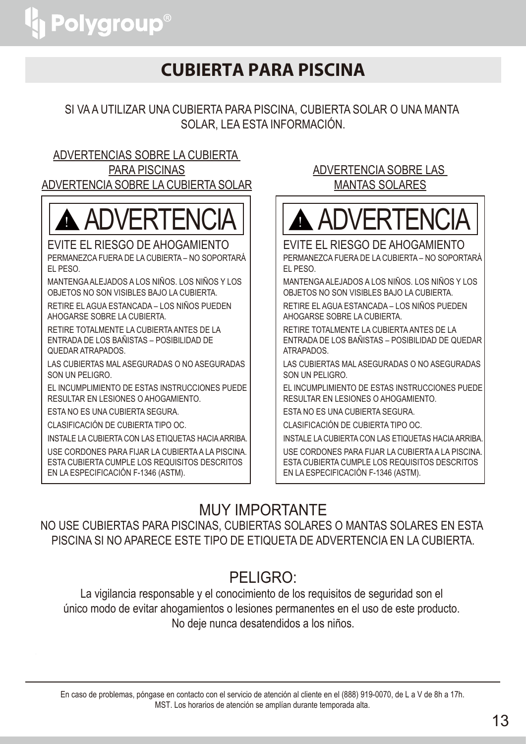# CUBIERTA PARA PISCINA

SI VA A UTILIZAR UNA CUBIERTA PARA PISCINA, CUBIERTA SOLAR O UNA MANTA SOLAR, LEA ESTA INFORMACIÓN.

## ADVERTENCIAS SOBRE LA CUBIERTA PARA PISCINAS ADVERTENCIA SOBRE LA CUBIERTA SOLAR

### ⚠ ADVERTENCIA

EVITE EL RIESGO DE AHOGAMIENTO

PERMANEZCA FUERA DE LA CUBIERTA – NO SOPORTARÁ EL PESO.

MANTENGA ALEJADOS A LOS NIÑOS. LOS NIÑOS Y LOS OBJETOS NO SON VISIBLES BAJO LA CUBIERTA.

RETIRE EL AGUA ESTANCADA – LOS NIÑOS PUEDEN AHOGARSE SOBRE LA CUBIERTA.

RETIRE TOTALMENTE LA CUBIERTA ANTES DE LA ENTRADA DE LOS BAÑISTAS – POSIBILIDAD DE QUEDAR ATRAPADOS.

LAS CUBIERTAS MAL ASEGURADAS O NO ASEGURADAS SON UN PELIGRO.

EL INCUMPLIMIENTO DE ESTAS INSTRUCCIONES PUEDE RESULTAR EN LESIONES O AHOGAMIENTO.

ESTA NO ES UNA CUBIERTA SEGURA.

CLASIFICACIÓN DE CUBIERTA TIPO OC.

INSTALE LA CUBIERTA CON LAS ETIQUETAS HACIA ARRIBA.

USE CORDONES PARA FIJAR LA CUBIERTA A LA PISCINA. ESTA CUBIERTA CUMPLE LOS REQUISITOS DESCRITOS EN LA ESPECIFICACIÓN F-1346 (ASTM).

## ADVERTENCIA SOBRE LAS MANTAS SOLARES

### ⚠ ADVERTENCIA

EVITE EL RIESGO DE AHOGAMIENTO

PERMANEZCA FUERA DE LA CUBIERTA – NO SOPORTARÁ EL PESO.

MANTENGA ALEJADOS A LOS NIÑOS. LOS NIÑOS Y LOS OBJETOS NO SON VISIBLES BAJO LA CUBIERTA.

RETIRE EL AGUA ESTANCADA – LOS NIÑOS PUEDEN AHOGARSE SOBRE LA CUBIERTA.

RETIRE TOTALMENTE LA CUBIERTA ANTES DE LA ENTRADA DE LOS BAÑISTAS – POSIBILIDAD DE QUEDAR ATRAPADOS.

LAS CUBIERTAS MAL ASEGURADAS O NO ASEGURADAS SON UN PELIGRO.

EL INCUMPLIMIENTO DE ESTAS INSTRUCCIONES PUEDE RESULTAR EN LESIONES O AHOGAMIENTO.

ESTA NO ES UNA CUBIERTA SEGURA.

CLASIFICACIÓN DE CUBIERTA TIPO OC.

INSTALE LA CUBIERTA CON LAS ETIQUETAS HACIA ARRIBA.

USE CORDONES PARA FIJAR LA CUBIERTA A LA PISCINA. ESTA CUBIERTA CUMPLE LOS REQUISITOS DESCRITOS EN LA ESPECIFICACIÓN F-1346 (ASTM).

## MUY IMPORTANTE

NO USE CUBIERTAS PARA PISCINAS, CUBIERTAS SOLARES O MANTAS SOLARES EN ESTA PISCINA SI NO APARECE ESTE TIPO DE ETIQUETA DE ADVERTENCIA EN LA CUBIERTA.

## PELIGRO:

La vigilancia responsable y el conocimiento de los requisitos de seguridad son el único modo de evitar ahogamientos o lesiones permanentes en el uso de este producto. No deje nunca desatendidos a los niños.

En caso de problemas, póngase en contacto con el servicio de atención al cliente en el (888) 919-0070, de L a V de 8h a 17h. MST. Los horarios de atención se amplían durante temporada alta.